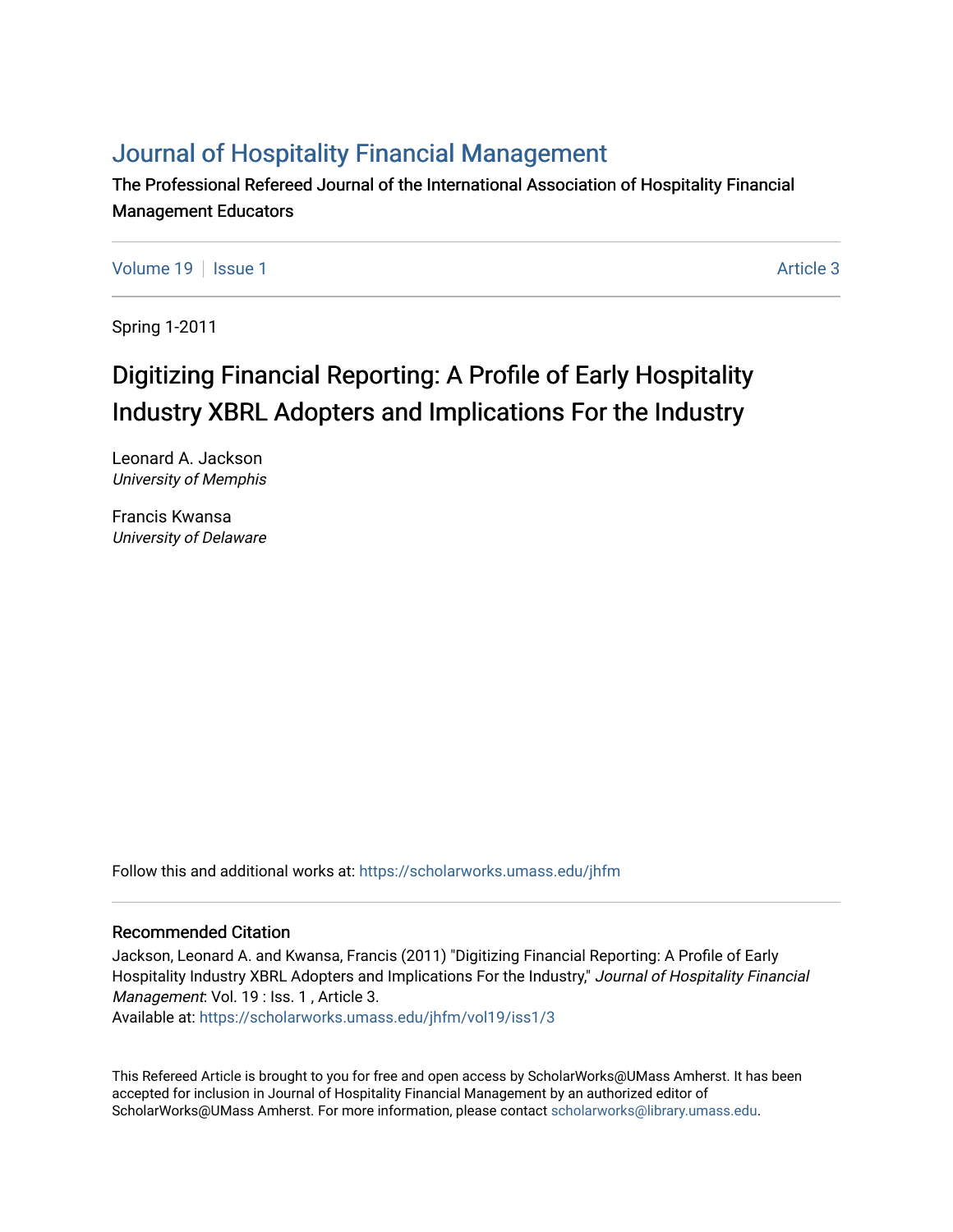# Journal of Hospitality Financial Management

The Professional Refereed Journal of the International Association of Hospitality Financial Management Educators

Volume 19 | Issue 1 | Article 3

Spring 1-2011

## Digitizing Financial Reporting: A Profile of Early Hospitality Industry XBRL Adopters and Implications For the Industry

Leonard A. Jackson
*University of Memphis*

Francis Kwansa
*University of Delaware*

Follow this and additional works at: https://scholarworks.umass.edu/jhfm

### Recommended Citation

Jackson, Leonard A. and Kwansa, Francis (2011) "Digitizing Financial Reporting: A Profile of Early Hospitality Industry XBRL Adopters and Implications For the Industry," *Journal of Hospitality Financial Management*: Vol. 19 : Iss. 1 , Article 3.
Available at: https://scholarworks.umass.edu/jhfm/vol19/iss1/3

This Refereed Article is brought to you for free and open access by ScholarWorks@UMass Amherst. It has been accepted for inclusion in Journal of Hospitality Financial Management by an authorized editor of ScholarWorks@UMass Amherst. For more information, please contact scholarworks@library.umass.edu.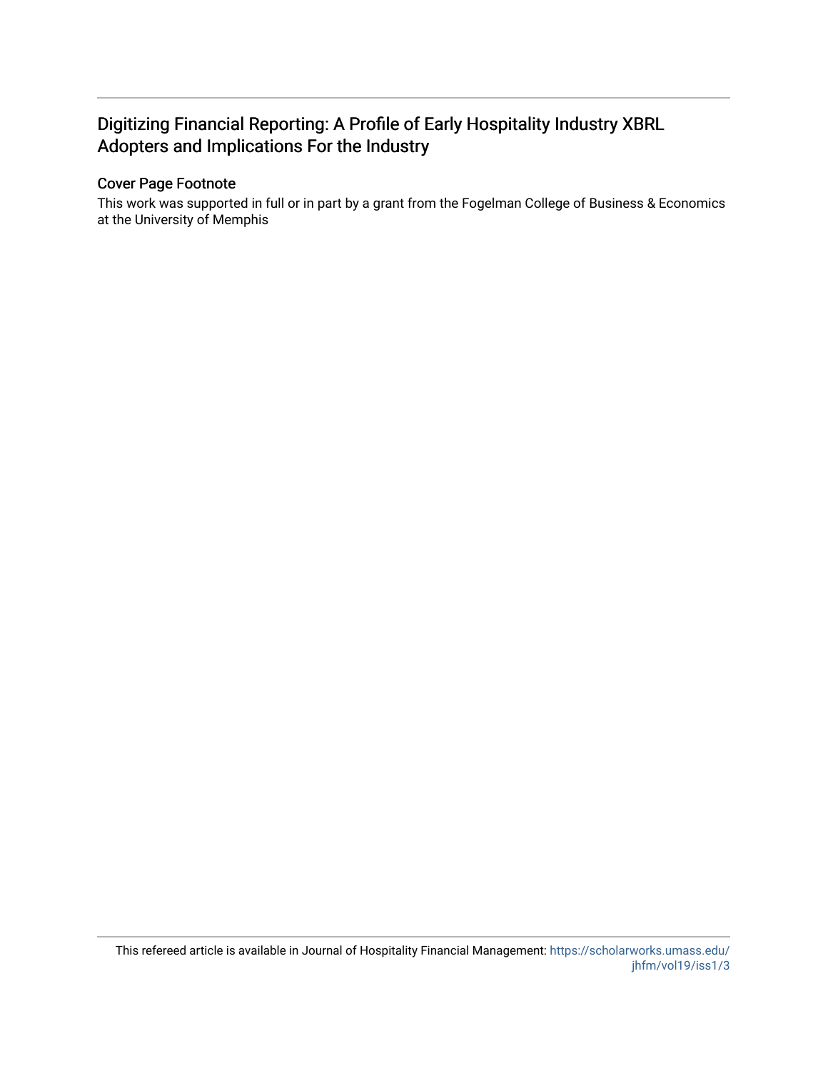# Digitizing Financial Reporting: A Profile of Early Hospitality Industry XBRL Adopters and Implications For the Industry

## Cover Page Footnote

This work was supported in full or in part by a grant from the Fogelman College of Business & Economics at the University of Memphis

This refereed article is available in Journal of Hospitality Financial Management: https://scholarworks.umass.edu/jhfm/vol19/iss1/3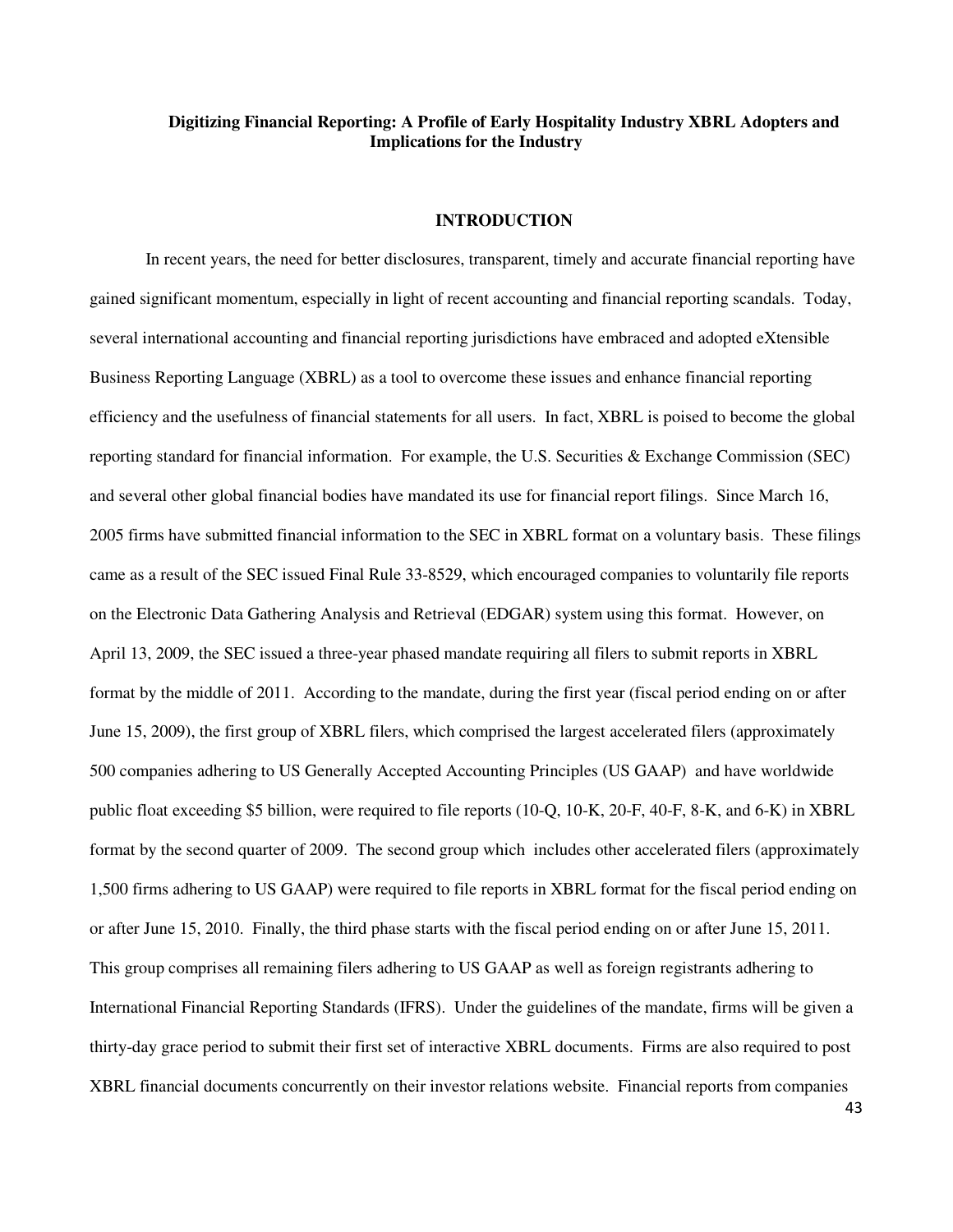**Digitizing Financial Reporting: A Profile of Early Hospitality Industry XBRL Adopters and Implications for the Industry**

## INTRODUCTION

In recent years, the need for better disclosures, transparent, timely and accurate financial reporting have gained significant momentum, especially in light of recent accounting and financial reporting scandals. Today, several international accounting and financial reporting jurisdictions have embraced and adopted eXtensible Business Reporting Language (XBRL) as a tool to overcome these issues and enhance financial reporting efficiency and the usefulness of financial statements for all users. In fact, XBRL is poised to become the global reporting standard for financial information. For example, the U.S. Securities & Exchange Commission (SEC) and several other global financial bodies have mandated its use for financial report filings. Since March 16, 2005 firms have submitted financial information to the SEC in XBRL format on a voluntary basis. These filings came as a result of the SEC issued Final Rule 33-8529, which encouraged companies to voluntarily file reports on the Electronic Data Gathering Analysis and Retrieval (EDGAR) system using this format. However, on April 13, 2009, the SEC issued a three-year phased mandate requiring all filers to submit reports in XBRL format by the middle of 2011. According to the mandate, during the first year (fiscal period ending on or after June 15, 2009), the first group of XBRL filers, which comprised the largest accelerated filers (approximately 500 companies adhering to US Generally Accepted Accounting Principles (US GAAP) and have worldwide public float exceeding $5 billion, were required to file reports (10-Q, 10-K, 20-F, 40-F, 8-K, and 6-K) in XBRL format by the second quarter of 2009. The second group which includes other accelerated filers (approximately 1,500 firms adhering to US GAAP) were required to file reports in XBRL format for the fiscal period ending on or after June 15, 2010. Finally, the third phase starts with the fiscal period ending on or after June 15, 2011. This group comprises all remaining filers adhering to US GAAP as well as foreign registrants adhering to International Financial Reporting Standards (IFRS). Under the guidelines of the mandate, firms will be given a thirty-day grace period to submit their first set of interactive XBRL documents. Firms are also required to post XBRL financial documents concurrently on their investor relations website. Financial reports from companies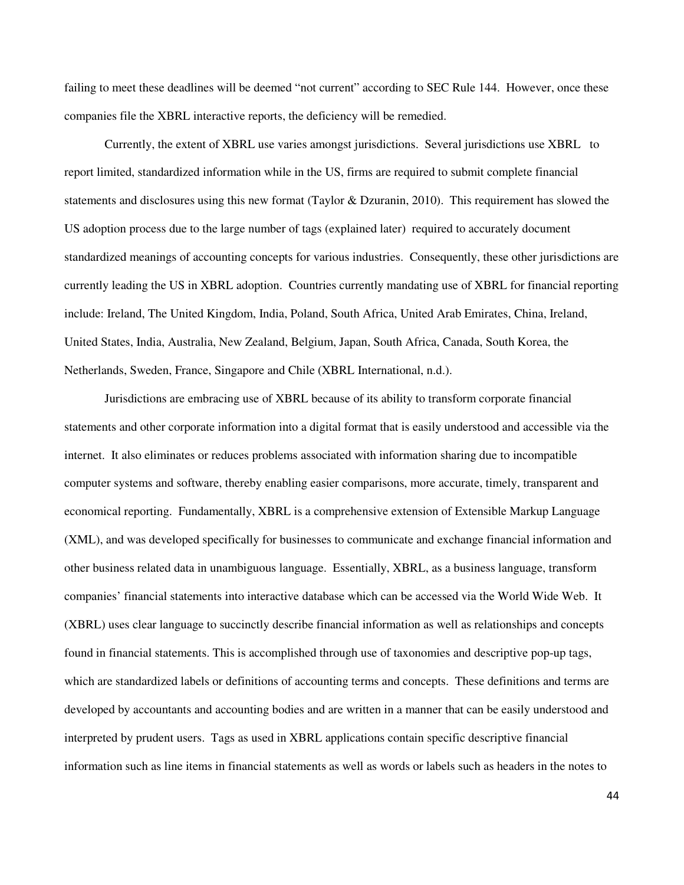failing to meet these deadlines will be deemed "not current" according to SEC Rule 144. However, once these companies file the XBRL interactive reports, the deficiency will be remedied.

Currently, the extent of XBRL use varies amongst jurisdictions. Several jurisdictions use XBRL to report limited, standardized information while in the US, firms are required to submit complete financial statements and disclosures using this new format (Taylor & Dzuranin, 2010). This requirement has slowed the US adoption process due to the large number of tags (explained later) required to accurately document standardized meanings of accounting concepts for various industries. Consequently, these other jurisdictions are currently leading the US in XBRL adoption. Countries currently mandating use of XBRL for financial reporting include: Ireland, The United Kingdom, India, Poland, South Africa, United Arab Emirates, China, Ireland, United States, India, Australia, New Zealand, Belgium, Japan, South Africa, Canada, South Korea, the Netherlands, Sweden, France, Singapore and Chile (XBRL International, n.d.).

Jurisdictions are embracing use of XBRL because of its ability to transform corporate financial statements and other corporate information into a digital format that is easily understood and accessible via the internet. It also eliminates or reduces problems associated with information sharing due to incompatible computer systems and software, thereby enabling easier comparisons, more accurate, timely, transparent and economical reporting. Fundamentally, XBRL is a comprehensive extension of Extensible Markup Language (XML), and was developed specifically for businesses to communicate and exchange financial information and other business related data in unambiguous language. Essentially, XBRL, as a business language, transform companies' financial statements into interactive database which can be accessed via the World Wide Web. It (XBRL) uses clear language to succinctly describe financial information as well as relationships and concepts found in financial statements. This is accomplished through use of taxonomies and descriptive pop-up tags, which are standardized labels or definitions of accounting terms and concepts. These definitions and terms are developed by accountants and accounting bodies and are written in a manner that can be easily understood and interpreted by prudent users. Tags as used in XBRL applications contain specific descriptive financial information such as line items in financial statements as well as words or labels such as headers in the notes to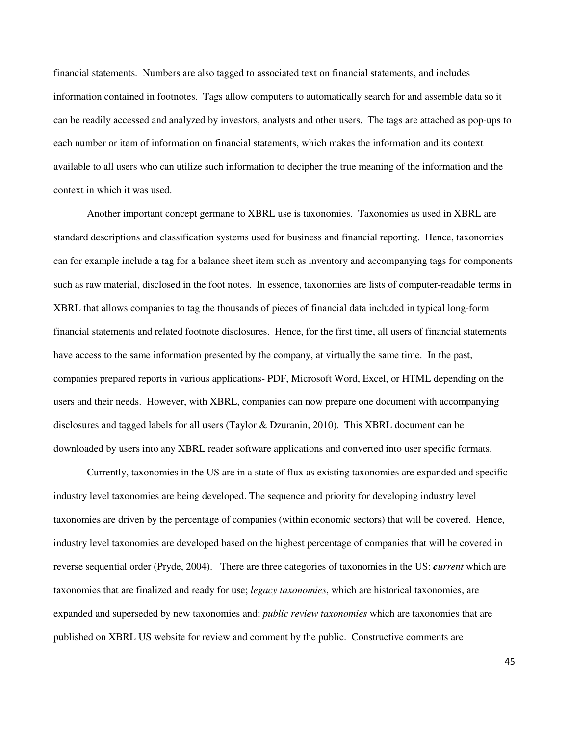financial statements. Numbers are also tagged to associated text on financial statements, and includes information contained in footnotes. Tags allow computers to automatically search for and assemble data so it can be readily accessed and analyzed by investors, analysts and other users. The tags are attached as pop-ups to each number or item of information on financial statements, which makes the information and its context available to all users who can utilize such information to decipher the true meaning of the information and the context in which it was used.

Another important concept germane to XBRL use is taxonomies. Taxonomies as used in XBRL are standard descriptions and classification systems used for business and financial reporting. Hence, taxonomies can for example include a tag for a balance sheet item such as inventory and accompanying tags for components such as raw material, disclosed in the foot notes. In essence, taxonomies are lists of computer-readable terms in XBRL that allows companies to tag the thousands of pieces of financial data included in typical long-form financial statements and related footnote disclosures. Hence, for the first time, all users of financial statements have access to the same information presented by the company, at virtually the same time. In the past, companies prepared reports in various applications- PDF, Microsoft Word, Excel, or HTML depending on the users and their needs. However, with XBRL, companies can now prepare one document with accompanying disclosures and tagged labels for all users (Taylor & Dzuranin, 2010). This XBRL document can be downloaded by users into any XBRL reader software applications and converted into user specific formats.

Currently, taxonomies in the US are in a state of flux as existing taxonomies are expanded and specific industry level taxonomies are being developed. The sequence and priority for developing industry level taxonomies are driven by the percentage of companies (within economic sectors) that will be covered. Hence, industry level taxonomies are developed based on the highest percentage of companies that will be covered in reverse sequential order (Pryde, 2004). There are three categories of taxonomies in the US: ***c****urrent* which are taxonomies that are finalized and ready for use; *legacy taxonomies*, which are historical taxonomies, are expanded and superseded by new taxonomies and; *public review taxonomies* which are taxonomies that are published on XBRL US website for review and comment by the public. Constructive comments are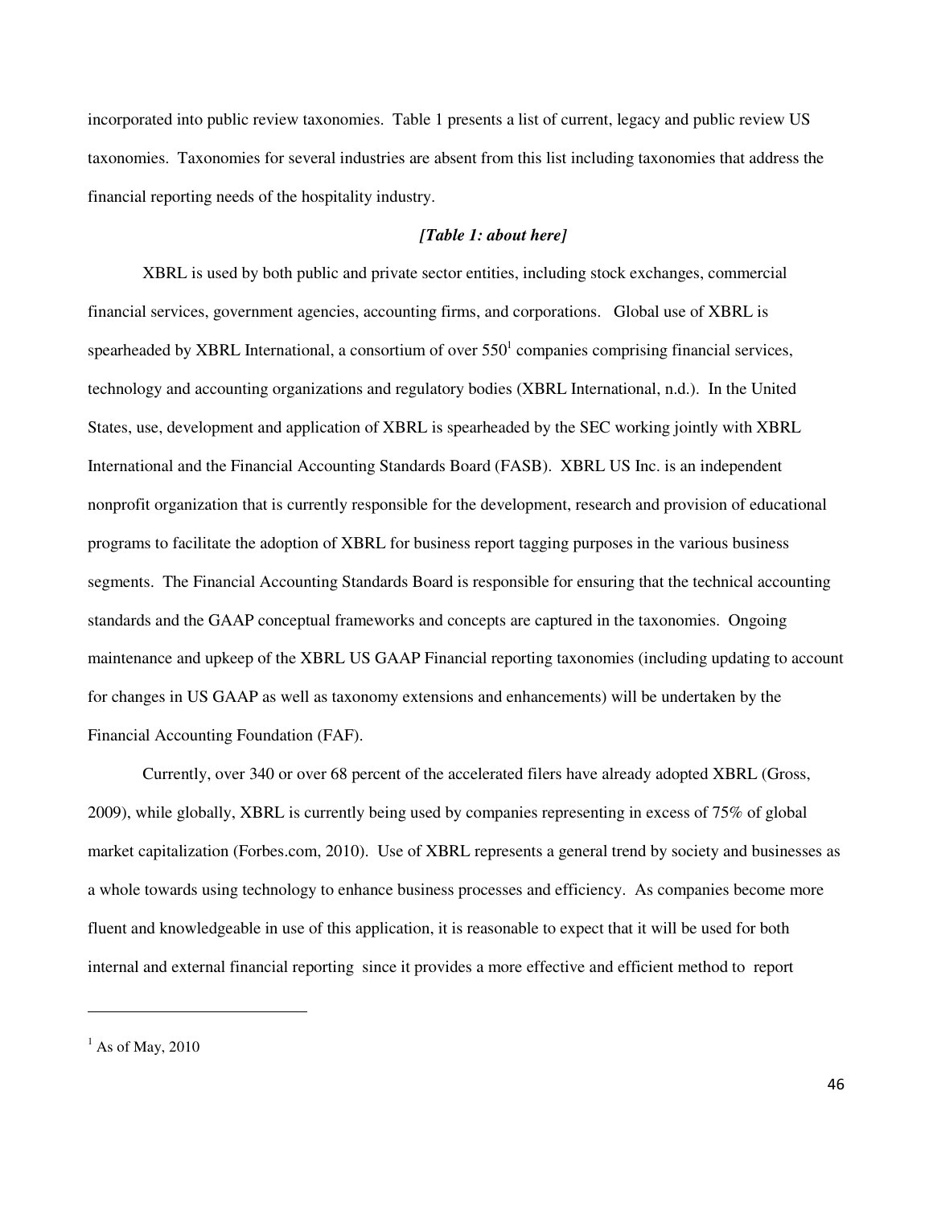incorporated into public review taxonomies. Table 1 presents a list of current, legacy and public review US taxonomies. Taxonomies for several industries are absent from this list including taxonomies that address the financial reporting needs of the hospitality industry.

***[Table 1: about here]***

XBRL is used by both public and private sector entities, including stock exchanges, commercial financial services, government agencies, accounting firms, and corporations. Global use of XBRL is spearheaded by XBRL International, a consortium of over 550[1] companies comprising financial services, technology and accounting organizations and regulatory bodies (XBRL International, n.d.). In the United States, use, development and application of XBRL is spearheaded by the SEC working jointly with XBRL International and the Financial Accounting Standards Board (FASB). XBRL US Inc. is an independent nonprofit organization that is currently responsible for the development, research and provision of educational programs to facilitate the adoption of XBRL for business report tagging purposes in the various business segments. The Financial Accounting Standards Board is responsible for ensuring that the technical accounting standards and the GAAP conceptual frameworks and concepts are captured in the taxonomies. Ongoing maintenance and upkeep of the XBRL US GAAP Financial reporting taxonomies (including updating to account for changes in US GAAP as well as taxonomy extensions and enhancements) will be undertaken by the Financial Accounting Foundation (FAF).

Currently, over 340 or over 68 percent of the accelerated filers have already adopted XBRL (Gross, 2009), while globally, XBRL is currently being used by companies representing in excess of 75% of global market capitalization (Forbes.com, 2010). Use of XBRL represents a general trend by society and businesses as a whole towards using technology to enhance business processes and efficiency. As companies become more fluent and knowledgeable in use of this application, it is reasonable to expect that it will be used for both internal and external financial reporting since it provides a more effective and efficient method to report

---

[1] As of May, 2010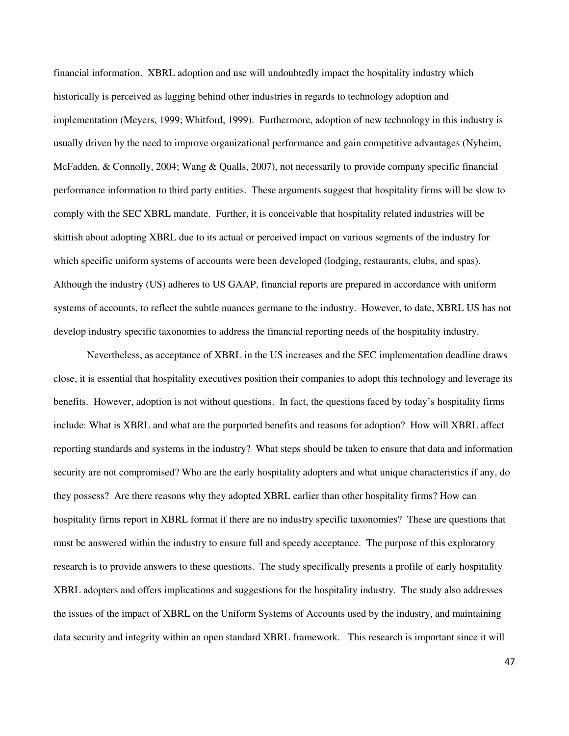financial information. XBRL adoption and use will undoubtedly impact the hospitality industry which historically is perceived as lagging behind other industries in regards to technology adoption and implementation (Meyers, 1999; Whitford, 1999). Furthermore, adoption of new technology in this industry is usually driven by the need to improve organizational performance and gain competitive advantages (Nyheim, McFadden, & Connolly, 2004; Wang & Qualls, 2007), not necessarily to provide company specific financial performance information to third party entities. These arguments suggest that hospitality firms will be slow to comply with the SEC XBRL mandate. Further, it is conceivable that hospitality related industries will be skittish about adopting XBRL due to its actual or perceived impact on various segments of the industry for which specific uniform systems of accounts were been developed (lodging, restaurants, clubs, and spas). Although the industry (US) adheres to US GAAP, financial reports are prepared in accordance with uniform systems of accounts, to reflect the subtle nuances germane to the industry. However, to date, XBRL US has not develop industry specific taxonomies to address the financial reporting needs of the hospitality industry.

Nevertheless, as acceptance of XBRL in the US increases and the SEC implementation deadline draws close, it is essential that hospitality executives position their companies to adopt this technology and leverage its benefits. However, adoption is not without questions. In fact, the questions faced by today's hospitality firms include: What is XBRL and what are the purported benefits and reasons for adoption? How will XBRL affect reporting standards and systems in the industry? What steps should be taken to ensure that data and information security are not compromised? Who are the early hospitality adopters and what unique characteristics if any, do they possess? Are there reasons why they adopted XBRL earlier than other hospitality firms? How can hospitality firms report in XBRL format if there are no industry specific taxonomies? These are questions that must be answered within the industry to ensure full and speedy acceptance. The purpose of this exploratory research is to provide answers to these questions. The study specifically presents a profile of early hospitality XBRL adopters and offers implications and suggestions for the hospitality industry. The study also addresses the issues of the impact of XBRL on the Uniform Systems of Accounts used by the industry, and maintaining data security and integrity within an open standard XBRL framework. This research is important since it will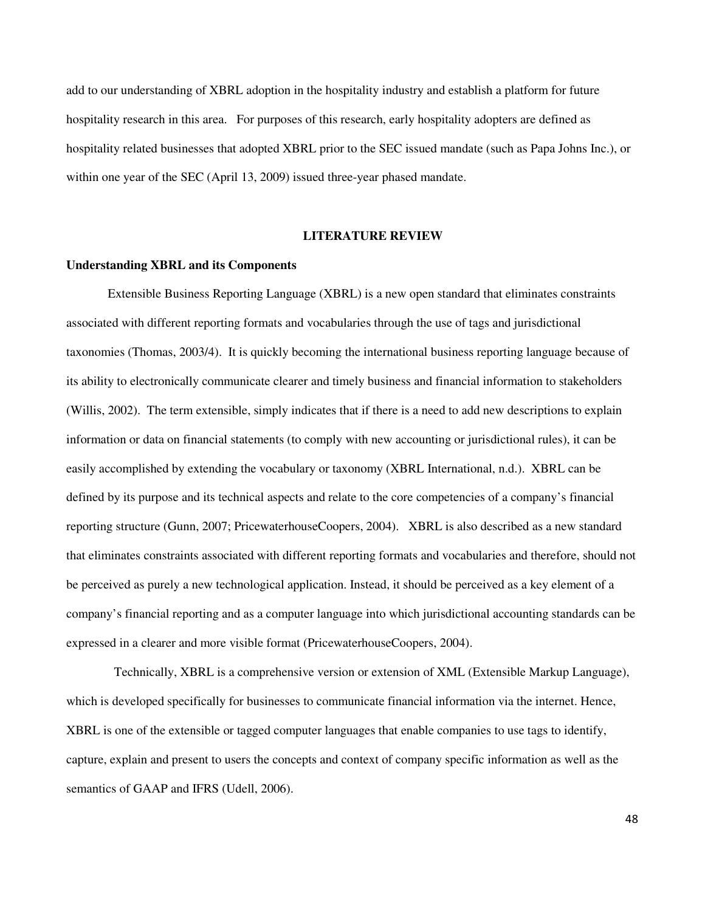add to our understanding of XBRL adoption in the hospitality industry and establish a platform for future hospitality research in this area. For purposes of this research, early hospitality adopters are defined as hospitality related businesses that adopted XBRL prior to the SEC issued mandate (such as Papa Johns Inc.), or within one year of the SEC (April 13, 2009) issued three-year phased mandate.

## LITERATURE REVIEW

### Understanding XBRL and its Components

Extensible Business Reporting Language (XBRL) is a new open standard that eliminates constraints associated with different reporting formats and vocabularies through the use of tags and jurisdictional taxonomies (Thomas, 2003/4). It is quickly becoming the international business reporting language because of its ability to electronically communicate clearer and timely business and financial information to stakeholders (Willis, 2002). The term extensible, simply indicates that if there is a need to add new descriptions to explain information or data on financial statements (to comply with new accounting or jurisdictional rules), it can be easily accomplished by extending the vocabulary or taxonomy (XBRL International, n.d.). XBRL can be defined by its purpose and its technical aspects and relate to the core competencies of a company's financial reporting structure (Gunn, 2007; PricewaterhouseCoopers, 2004). XBRL is also described as a new standard that eliminates constraints associated with different reporting formats and vocabularies and therefore, should not be perceived as purely a new technological application. Instead, it should be perceived as a key element of a company's financial reporting and as a computer language into which jurisdictional accounting standards can be expressed in a clearer and more visible format (PricewaterhouseCoopers, 2004).

Technically, XBRL is a comprehensive version or extension of XML (Extensible Markup Language), which is developed specifically for businesses to communicate financial information via the internet. Hence, XBRL is one of the extensible or tagged computer languages that enable companies to use tags to identify, capture, explain and present to users the concepts and context of company specific information as well as the semantics of GAAP and IFRS (Udell, 2006).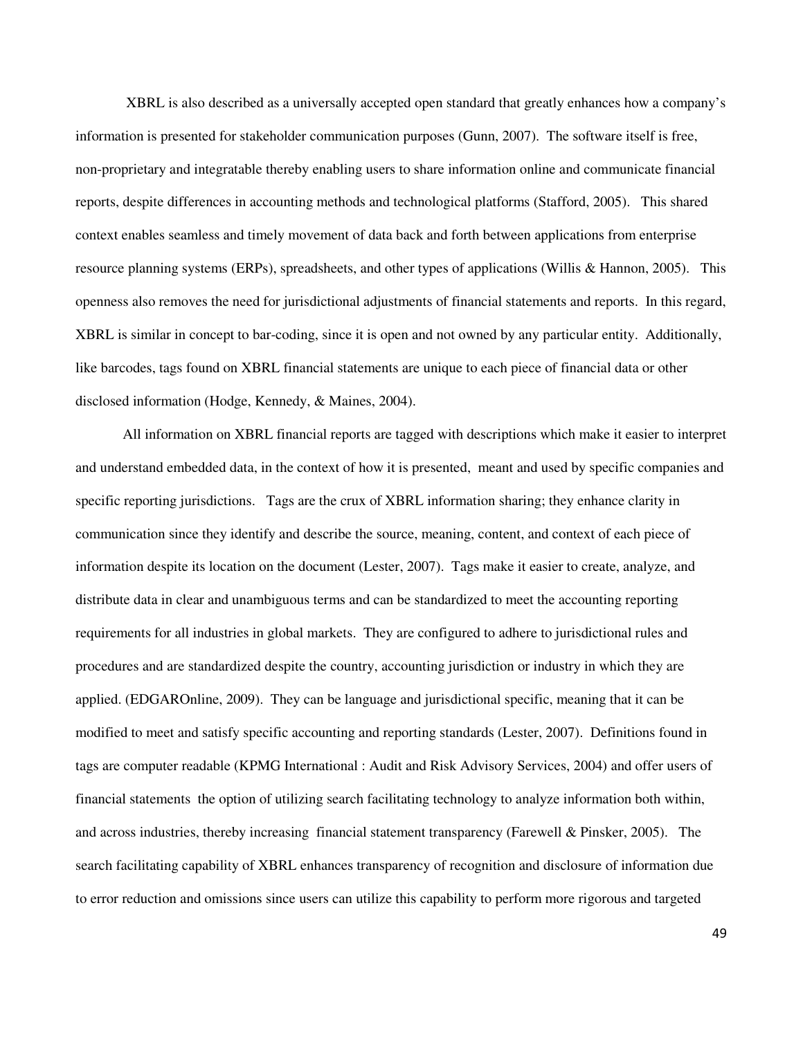XBRL is also described as a universally accepted open standard that greatly enhances how a company's information is presented for stakeholder communication purposes (Gunn, 2007). The software itself is free, non-proprietary and integratable thereby enabling users to share information online and communicate financial reports, despite differences in accounting methods and technological platforms (Stafford, 2005). This shared context enables seamless and timely movement of data back and forth between applications from enterprise resource planning systems (ERPs), spreadsheets, and other types of applications (Willis & Hannon, 2005). This openness also removes the need for jurisdictional adjustments of financial statements and reports. In this regard, XBRL is similar in concept to bar-coding, since it is open and not owned by any particular entity. Additionally, like barcodes, tags found on XBRL financial statements are unique to each piece of financial data or other disclosed information (Hodge, Kennedy, & Maines, 2004).

All information on XBRL financial reports are tagged with descriptions which make it easier to interpret and understand embedded data, in the context of how it is presented, meant and used by specific companies and specific reporting jurisdictions. Tags are the crux of XBRL information sharing; they enhance clarity in communication since they identify and describe the source, meaning, content, and context of each piece of information despite its location on the document (Lester, 2007). Tags make it easier to create, analyze, and distribute data in clear and unambiguous terms and can be standardized to meet the accounting reporting requirements for all industries in global markets. They are configured to adhere to jurisdictional rules and procedures and are standardized despite the country, accounting jurisdiction or industry in which they are applied. (EDGAROnline, 2009). They can be language and jurisdictional specific, meaning that it can be modified to meet and satisfy specific accounting and reporting standards (Lester, 2007). Definitions found in tags are computer readable (KPMG International : Audit and Risk Advisory Services, 2004) and offer users of financial statements the option of utilizing search facilitating technology to analyze information both within, and across industries, thereby increasing financial statement transparency (Farewell & Pinsker, 2005). The search facilitating capability of XBRL enhances transparency of recognition and disclosure of information due to error reduction and omissions since users can utilize this capability to perform more rigorous and targeted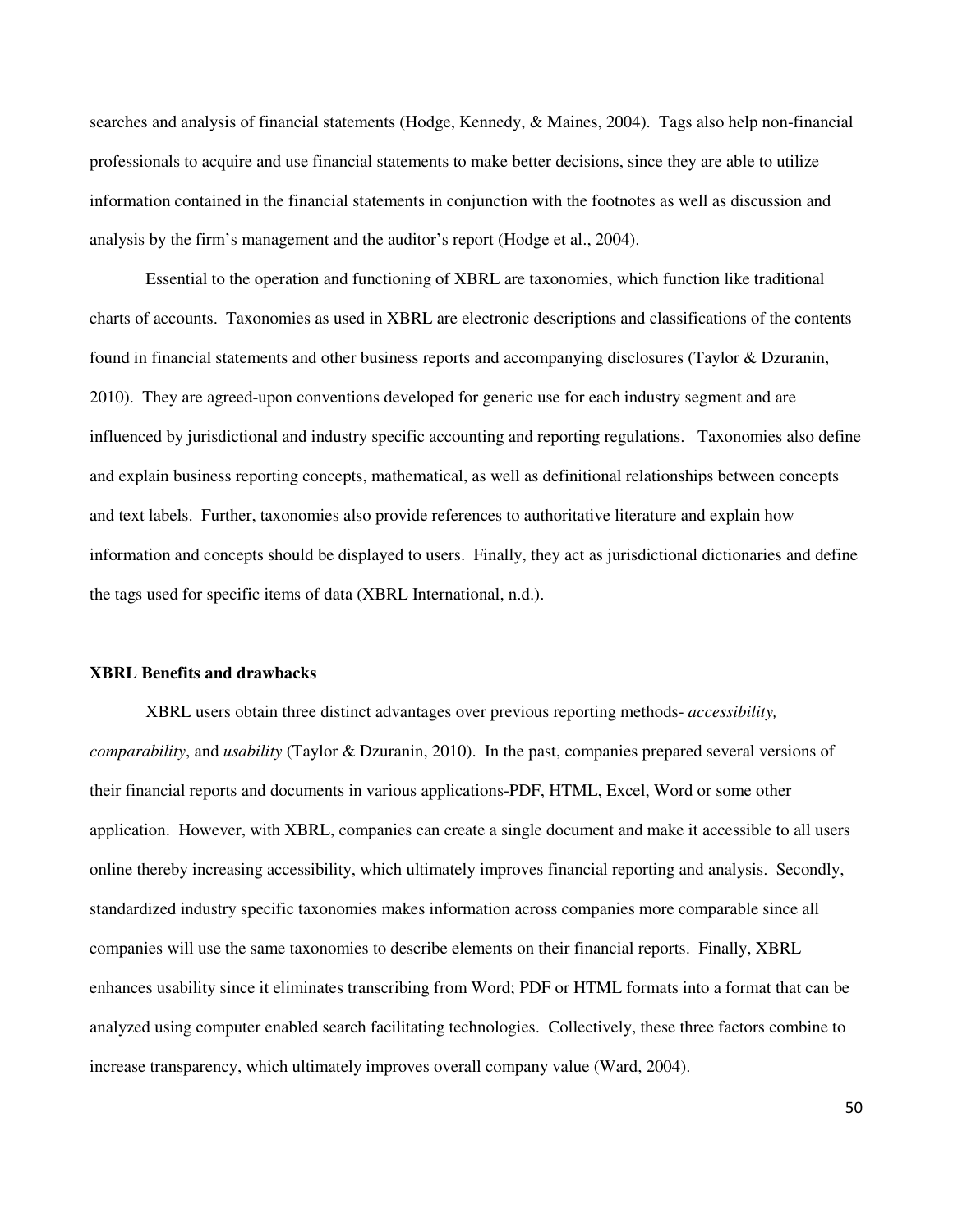searches and analysis of financial statements (Hodge, Kennedy, & Maines, 2004). Tags also help non-financial professionals to acquire and use financial statements to make better decisions, since they are able to utilize information contained in the financial statements in conjunction with the footnotes as well as discussion and analysis by the firm's management and the auditor's report (Hodge et al., 2004).

Essential to the operation and functioning of XBRL are taxonomies, which function like traditional charts of accounts. Taxonomies as used in XBRL are electronic descriptions and classifications of the contents found in financial statements and other business reports and accompanying disclosures (Taylor & Dzuranin, 2010). They are agreed-upon conventions developed for generic use for each industry segment and are influenced by jurisdictional and industry specific accounting and reporting regulations. Taxonomies also define and explain business reporting concepts, mathematical, as well as definitional relationships between concepts and text labels. Further, taxonomies also provide references to authoritative literature and explain how information and concepts should be displayed to users. Finally, they act as jurisdictional dictionaries and define the tags used for specific items of data (XBRL International, n.d.).

### XBRL Benefits and drawbacks

XBRL users obtain three distinct advantages over previous reporting methods- *accessibility, comparability*, and *usability* (Taylor & Dzuranin, 2010). In the past, companies prepared several versions of their financial reports and documents in various applications-PDF, HTML, Excel, Word or some other application. However, with XBRL, companies can create a single document and make it accessible to all users online thereby increasing accessibility, which ultimately improves financial reporting and analysis. Secondly, standardized industry specific taxonomies makes information across companies more comparable since all companies will use the same taxonomies to describe elements on their financial reports. Finally, XBRL enhances usability since it eliminates transcribing from Word; PDF or HTML formats into a format that can be analyzed using computer enabled search facilitating technologies. Collectively, these three factors combine to increase transparency, which ultimately improves overall company value (Ward, 2004).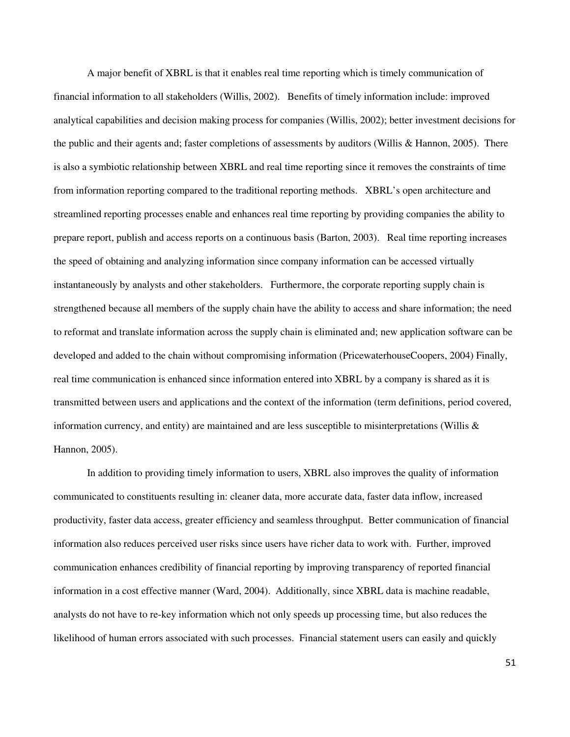A major benefit of XBRL is that it enables real time reporting which is timely communication of financial information to all stakeholders (Willis, 2002). Benefits of timely information include: improved analytical capabilities and decision making process for companies (Willis, 2002); better investment decisions for the public and their agents and; faster completions of assessments by auditors (Willis & Hannon, 2005). There is also a symbiotic relationship between XBRL and real time reporting since it removes the constraints of time from information reporting compared to the traditional reporting methods. XBRL's open architecture and streamlined reporting processes enable and enhances real time reporting by providing companies the ability to prepare report, publish and access reports on a continuous basis (Barton, 2003). Real time reporting increases the speed of obtaining and analyzing information since company information can be accessed virtually instantaneously by analysts and other stakeholders. Furthermore, the corporate reporting supply chain is strengthened because all members of the supply chain have the ability to access and share information; the need to reformat and translate information across the supply chain is eliminated and; new application software can be developed and added to the chain without compromising information (PricewaterhouseCoopers, 2004) Finally, real time communication is enhanced since information entered into XBRL by a company is shared as it is transmitted between users and applications and the context of the information (term definitions, period covered, information currency, and entity) are maintained and are less susceptible to misinterpretations (Willis & Hannon, 2005).

In addition to providing timely information to users, XBRL also improves the quality of information communicated to constituents resulting in: cleaner data, more accurate data, faster data inflow, increased productivity, faster data access, greater efficiency and seamless throughput. Better communication of financial information also reduces perceived user risks since users have richer data to work with. Further, improved communication enhances credibility of financial reporting by improving transparency of reported financial information in a cost effective manner (Ward, 2004). Additionally, since XBRL data is machine readable, analysts do not have to re-key information which not only speeds up processing time, but also reduces the likelihood of human errors associated with such processes. Financial statement users can easily and quickly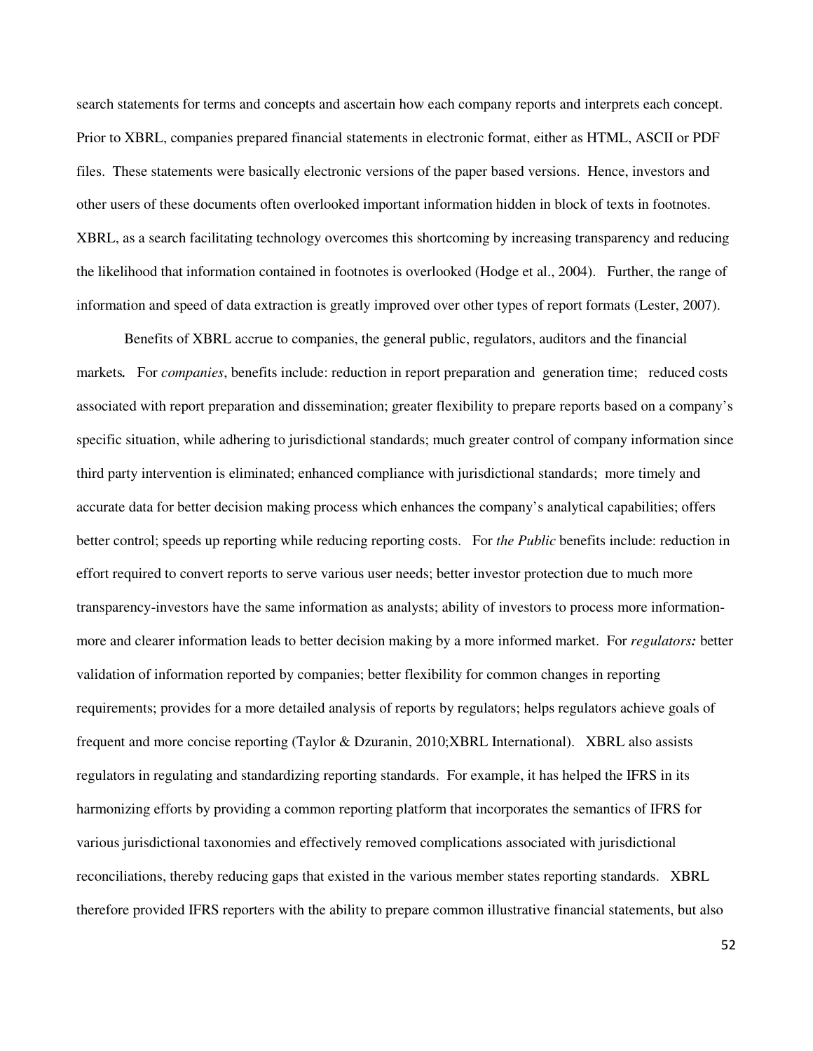search statements for terms and concepts and ascertain how each company reports and interprets each concept. Prior to XBRL, companies prepared financial statements in electronic format, either as HTML, ASCII or PDF files. These statements were basically electronic versions of the paper based versions. Hence, investors and other users of these documents often overlooked important information hidden in block of texts in footnotes. XBRL, as a search facilitating technology overcomes this shortcoming by increasing transparency and reducing the likelihood that information contained in footnotes is overlooked (Hodge et al., 2004). Further, the range of information and speed of data extraction is greatly improved over other types of report formats (Lester, 2007).

Benefits of XBRL accrue to companies, the general public, regulators, auditors and the financial markets. For *companies*, benefits include: reduction in report preparation and generation time; reduced costs associated with report preparation and dissemination; greater flexibility to prepare reports based on a company's specific situation, while adhering to jurisdictional standards; much greater control of company information since third party intervention is eliminated; enhanced compliance with jurisdictional standards; more timely and accurate data for better decision making process which enhances the company's analytical capabilities; offers better control; speeds up reporting while reducing reporting costs. For *the Public* benefits include: reduction in effort required to convert reports to serve various user needs; better investor protection due to much more transparency-investors have the same information as analysts; ability of investors to process more information-more and clearer information leads to better decision making by a more informed market. For *regulators:* better validation of information reported by companies; better flexibility for common changes in reporting requirements; provides for a more detailed analysis of reports by regulators; helps regulators achieve goals of frequent and more concise reporting (Taylor & Dzuranin, 2010;XBRL International). XBRL also assists regulators in regulating and standardizing reporting standards. For example, it has helped the IFRS in its harmonizing efforts by providing a common reporting platform that incorporates the semantics of IFRS for various jurisdictional taxonomies and effectively removed complications associated with jurisdictional reconciliations, thereby reducing gaps that existed in the various member states reporting standards. XBRL therefore provided IFRS reporters with the ability to prepare common illustrative financial statements, but also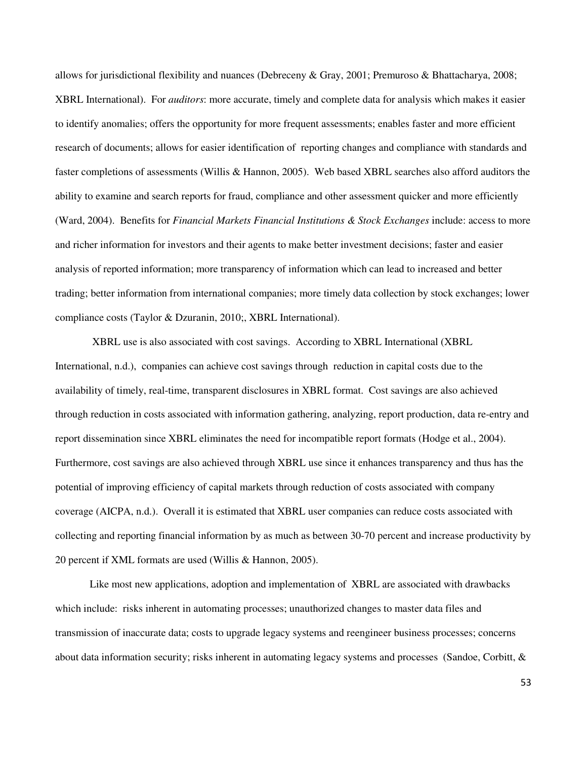allows for jurisdictional flexibility and nuances (Debreceny & Gray, 2001; Premuroso & Bhattacharya, 2008; XBRL International). For *auditors*: more accurate, timely and complete data for analysis which makes it easier to identify anomalies; offers the opportunity for more frequent assessments; enables faster and more efficient research of documents; allows for easier identification of reporting changes and compliance with standards and faster completions of assessments (Willis & Hannon, 2005). Web based XBRL searches also afford auditors the ability to examine and search reports for fraud, compliance and other assessment quicker and more efficiently (Ward, 2004). Benefits for *Financial Markets Financial Institutions & Stock Exchanges* include: access to more and richer information for investors and their agents to make better investment decisions; faster and easier analysis of reported information; more transparency of information which can lead to increased and better trading; better information from international companies; more timely data collection by stock exchanges; lower compliance costs (Taylor & Dzuranin, 2010;, XBRL International).

XBRL use is also associated with cost savings. According to XBRL International (XBRL International, n.d.), companies can achieve cost savings through reduction in capital costs due to the availability of timely, real-time, transparent disclosures in XBRL format. Cost savings are also achieved through reduction in costs associated with information gathering, analyzing, report production, data re-entry and report dissemination since XBRL eliminates the need for incompatible report formats (Hodge et al., 2004). Furthermore, cost savings are also achieved through XBRL use since it enhances transparency and thus has the potential of improving efficiency of capital markets through reduction of costs associated with company coverage (AICPA, n.d.). Overall it is estimated that XBRL user companies can reduce costs associated with collecting and reporting financial information by as much as between 30-70 percent and increase productivity by 20 percent if XML formats are used (Willis & Hannon, 2005).

Like most new applications, adoption and implementation of XBRL are associated with drawbacks which include: risks inherent in automating processes; unauthorized changes to master data files and transmission of inaccurate data; costs to upgrade legacy systems and reengineer business processes; concerns about data information security; risks inherent in automating legacy systems and processes (Sandoe, Corbitt, &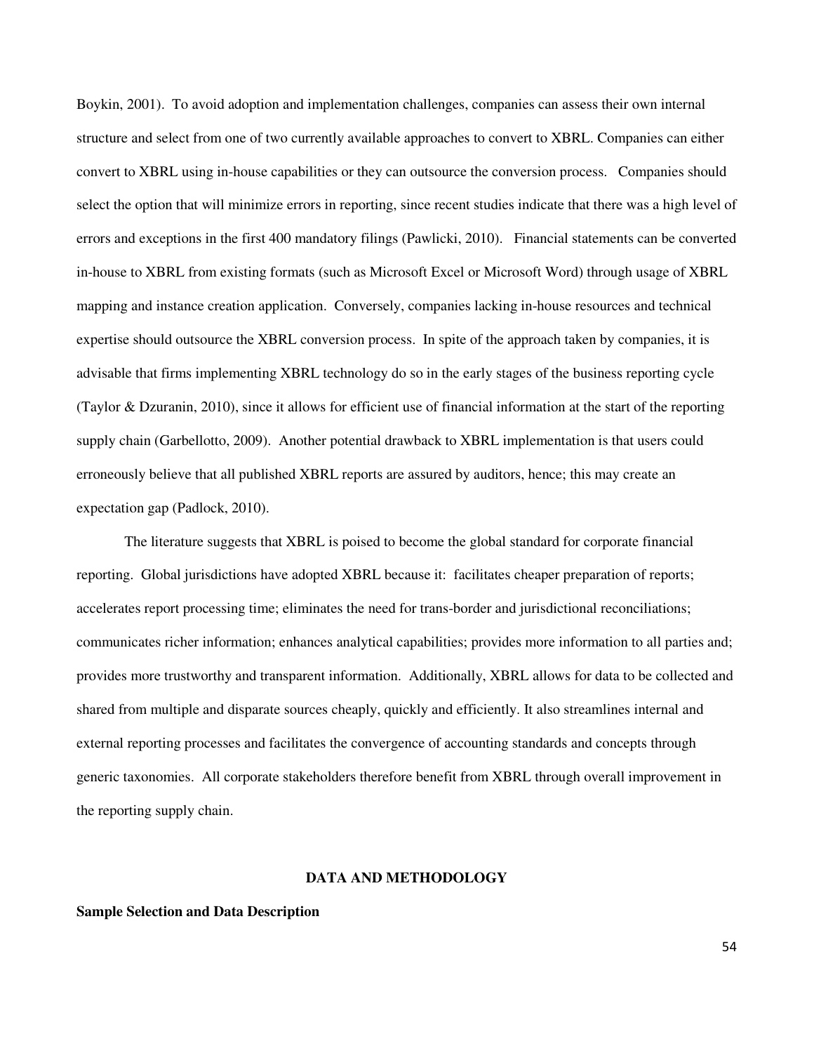Boykin, 2001). To avoid adoption and implementation challenges, companies can assess their own internal structure and select from one of two currently available approaches to convert to XBRL. Companies can either convert to XBRL using in-house capabilities or they can outsource the conversion process. Companies should select the option that will minimize errors in reporting, since recent studies indicate that there was a high level of errors and exceptions in the first 400 mandatory filings (Pawlicki, 2010). Financial statements can be converted in-house to XBRL from existing formats (such as Microsoft Excel or Microsoft Word) through usage of XBRL mapping and instance creation application. Conversely, companies lacking in-house resources and technical expertise should outsource the XBRL conversion process. In spite of the approach taken by companies, it is advisable that firms implementing XBRL technology do so in the early stages of the business reporting cycle (Taylor & Dzuranin, 2010), since it allows for efficient use of financial information at the start of the reporting supply chain (Garbellotto, 2009). Another potential drawback to XBRL implementation is that users could erroneously believe that all published XBRL reports are assured by auditors, hence; this may create an expectation gap (Padlock, 2010).

The literature suggests that XBRL is poised to become the global standard for corporate financial reporting. Global jurisdictions have adopted XBRL because it: facilitates cheaper preparation of reports; accelerates report processing time; eliminates the need for trans-border and jurisdictional reconciliations; communicates richer information; enhances analytical capabilities; provides more information to all parties and; provides more trustworthy and transparent information. Additionally, XBRL allows for data to be collected and shared from multiple and disparate sources cheaply, quickly and efficiently. It also streamlines internal and external reporting processes and facilitates the convergence of accounting standards and concepts through generic taxonomies. All corporate stakeholders therefore benefit from XBRL through overall improvement in the reporting supply chain.

## DATA AND METHODOLOGY

### Sample Selection and Data Description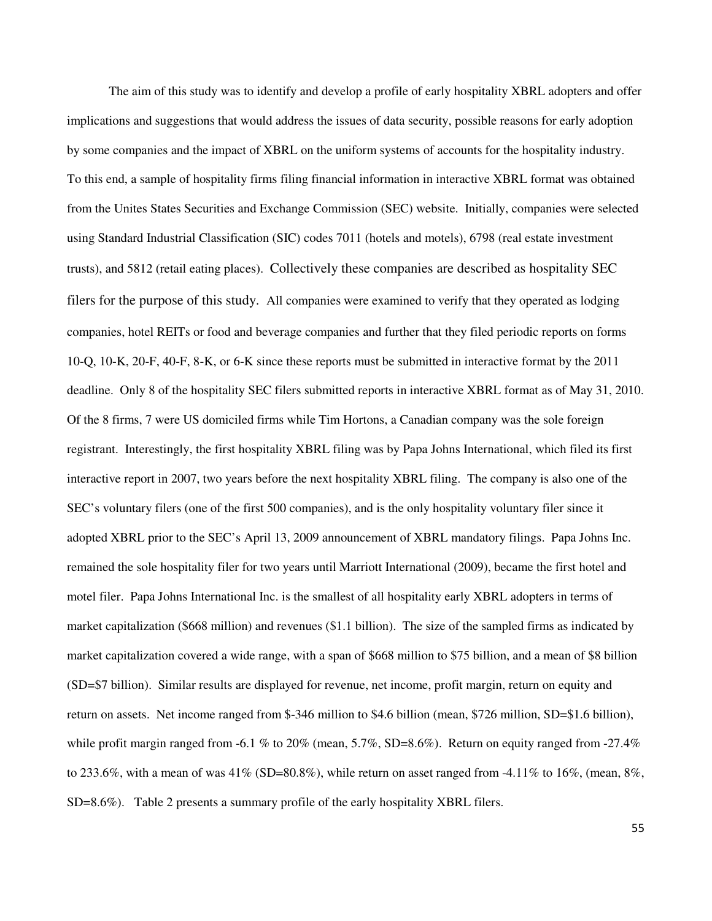The aim of this study was to identify and develop a profile of early hospitality XBRL adopters and offer implications and suggestions that would address the issues of data security, possible reasons for early adoption by some companies and the impact of XBRL on the uniform systems of accounts for the hospitality industry. To this end, a sample of hospitality firms filing financial information in interactive XBRL format was obtained from the Unites States Securities and Exchange Commission (SEC) website. Initially, companies were selected using Standard Industrial Classification (SIC) codes 7011 (hotels and motels), 6798 (real estate investment trusts), and 5812 (retail eating places). Collectively these companies are described as hospitality SEC filers for the purpose of this study. All companies were examined to verify that they operated as lodging companies, hotel REITs or food and beverage companies and further that they filed periodic reports on forms 10-Q, 10-K, 20-F, 40-F, 8-K, or 6-K since these reports must be submitted in interactive format by the 2011 deadline. Only 8 of the hospitality SEC filers submitted reports in interactive XBRL format as of May 31, 2010. Of the 8 firms, 7 were US domiciled firms while Tim Hortons, a Canadian company was the sole foreign registrant. Interestingly, the first hospitality XBRL filing was by Papa Johns International, which filed its first interactive report in 2007, two years before the next hospitality XBRL filing. The company is also one of the SEC's voluntary filers (one of the first 500 companies), and is the only hospitality voluntary filer since it adopted XBRL prior to the SEC's April 13, 2009 announcement of XBRL mandatory filings. Papa Johns Inc. remained the sole hospitality filer for two years until Marriott International (2009), became the first hotel and motel filer. Papa Johns International Inc. is the smallest of all hospitality early XBRL adopters in terms of market capitalization ($668 million) and revenues ($1.1 billion). The size of the sampled firms as indicated by market capitalization covered a wide range, with a span of $668 million to $75 billion, and a mean of $8 billion (SD=$7 billion). Similar results are displayed for revenue, net income, profit margin, return on equity and return on assets. Net income ranged from $-346 million to $4.6 billion (mean, $726 million, SD=$1.6 billion), while profit margin ranged from -6.1 % to 20% (mean, 5.7%, SD=8.6%). Return on equity ranged from -27.4% to 233.6%, with a mean of was 41% (SD=80.8%), while return on asset ranged from -4.11% to 16%, (mean, 8%, SD=8.6%). Table 2 presents a summary profile of the early hospitality XBRL filers.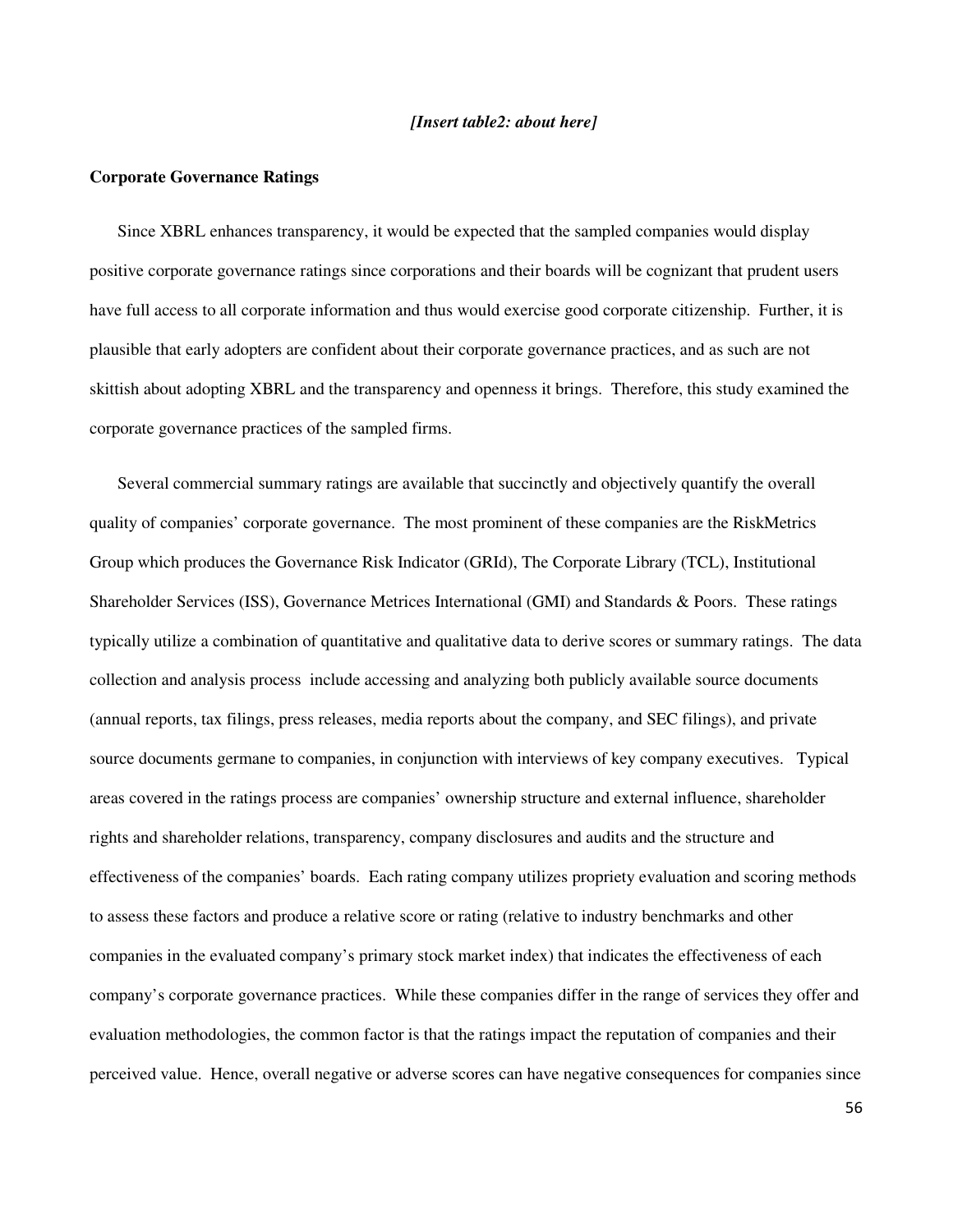*[Insert table2: about here]*

**Corporate Governance Ratings**

Since XBRL enhances transparency, it would be expected that the sampled companies would display positive corporate governance ratings since corporations and their boards will be cognizant that prudent users have full access to all corporate information and thus would exercise good corporate citizenship. Further, it is plausible that early adopters are confident about their corporate governance practices, and as such are not skittish about adopting XBRL and the transparency and openness it brings. Therefore, this study examined the corporate governance practices of the sampled firms.

Several commercial summary ratings are available that succinctly and objectively quantify the overall quality of companies' corporate governance. The most prominent of these companies are the RiskMetrics Group which produces the Governance Risk Indicator (GRId), The Corporate Library (TCL), Institutional Shareholder Services (ISS), Governance Metrices International (GMI) and Standards & Poors. These ratings typically utilize a combination of quantitative and qualitative data to derive scores or summary ratings. The data collection and analysis process include accessing and analyzing both publicly available source documents (annual reports, tax filings, press releases, media reports about the company, and SEC filings), and private source documents germane to companies, in conjunction with interviews of key company executives. Typical areas covered in the ratings process are companies' ownership structure and external influence, shareholder rights and shareholder relations, transparency, company disclosures and audits and the structure and effectiveness of the companies' boards. Each rating company utilizes propriety evaluation and scoring methods to assess these factors and produce a relative score or rating (relative to industry benchmarks and other companies in the evaluated company's primary stock market index) that indicates the effectiveness of each company's corporate governance practices. While these companies differ in the range of services they offer and evaluation methodologies, the common factor is that the ratings impact the reputation of companies and their perceived value. Hence, overall negative or adverse scores can have negative consequences for companies since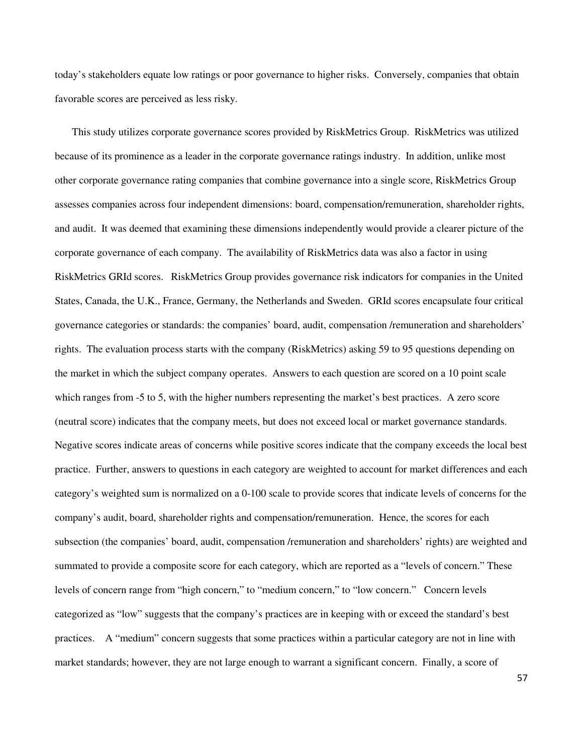today's stakeholders equate low ratings or poor governance to higher risks. Conversely, companies that obtain favorable scores are perceived as less risky.

This study utilizes corporate governance scores provided by RiskMetrics Group. RiskMetrics was utilized because of its prominence as a leader in the corporate governance ratings industry. In addition, unlike most other corporate governance rating companies that combine governance into a single score, RiskMetrics Group assesses companies across four independent dimensions: board, compensation/remuneration, shareholder rights, and audit. It was deemed that examining these dimensions independently would provide a clearer picture of the corporate governance of each company. The availability of RiskMetrics data was also a factor in using RiskMetrics GRId scores. RiskMetrics Group provides governance risk indicators for companies in the United States, Canada, the U.K., France, Germany, the Netherlands and Sweden. GRId scores encapsulate four critical governance categories or standards: the companies' board, audit, compensation /remuneration and shareholders' rights. The evaluation process starts with the company (RiskMetrics) asking 59 to 95 questions depending on the market in which the subject company operates. Answers to each question are scored on a 10 point scale which ranges from -5 to 5, with the higher numbers representing the market's best practices. A zero score (neutral score) indicates that the company meets, but does not exceed local or market governance standards. Negative scores indicate areas of concerns while positive scores indicate that the company exceeds the local best practice. Further, answers to questions in each category are weighted to account for market differences and each category's weighted sum is normalized on a 0-100 scale to provide scores that indicate levels of concerns for the company's audit, board, shareholder rights and compensation/remuneration. Hence, the scores for each subsection (the companies' board, audit, compensation /remuneration and shareholders' rights) are weighted and summated to provide a composite score for each category, which are reported as a "levels of concern." These levels of concern range from "high concern," to "medium concern," to "low concern." Concern levels categorized as "low" suggests that the company's practices are in keeping with or exceed the standard's best practices. A "medium" concern suggests that some practices within a particular category are not in line with market standards; however, they are not large enough to warrant a significant concern. Finally, a score of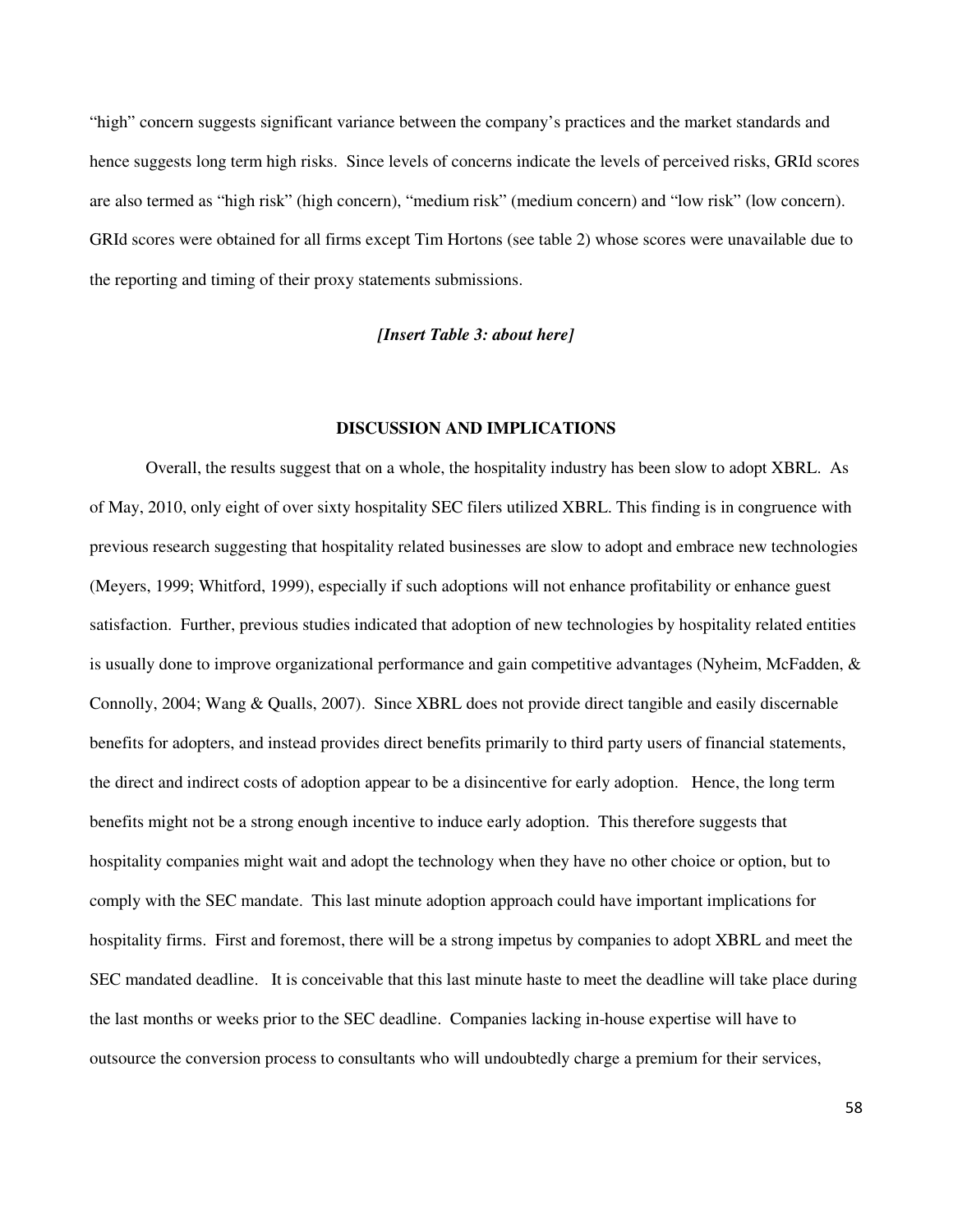"high" concern suggests significant variance between the company's practices and the market standards and hence suggests long term high risks. Since levels of concerns indicate the levels of perceived risks, GRId scores are also termed as "high risk" (high concern), "medium risk" (medium concern) and "low risk" (low concern). GRId scores were obtained for all firms except Tim Hortons (see table 2) whose scores were unavailable due to the reporting and timing of their proxy statements submissions.

***[Insert Table 3: about here]***

## DISCUSSION AND IMPLICATIONS

Overall, the results suggest that on a whole, the hospitality industry has been slow to adopt XBRL. As of May, 2010, only eight of over sixty hospitality SEC filers utilized XBRL. This finding is in congruence with previous research suggesting that hospitality related businesses are slow to adopt and embrace new technologies (Meyers, 1999; Whitford, 1999), especially if such adoptions will not enhance profitability or enhance guest satisfaction. Further, previous studies indicated that adoption of new technologies by hospitality related entities is usually done to improve organizational performance and gain competitive advantages (Nyheim, McFadden, & Connolly, 2004; Wang & Qualls, 2007). Since XBRL does not provide direct tangible and easily discernable benefits for adopters, and instead provides direct benefits primarily to third party users of financial statements, the direct and indirect costs of adoption appear to be a disincentive for early adoption. Hence, the long term benefits might not be a strong enough incentive to induce early adoption. This therefore suggests that hospitality companies might wait and adopt the technology when they have no other choice or option, but to comply with the SEC mandate. This last minute adoption approach could have important implications for hospitality firms. First and foremost, there will be a strong impetus by companies to adopt XBRL and meet the SEC mandated deadline. It is conceivable that this last minute haste to meet the deadline will take place during the last months or weeks prior to the SEC deadline. Companies lacking in-house expertise will have to outsource the conversion process to consultants who will undoubtedly charge a premium for their services,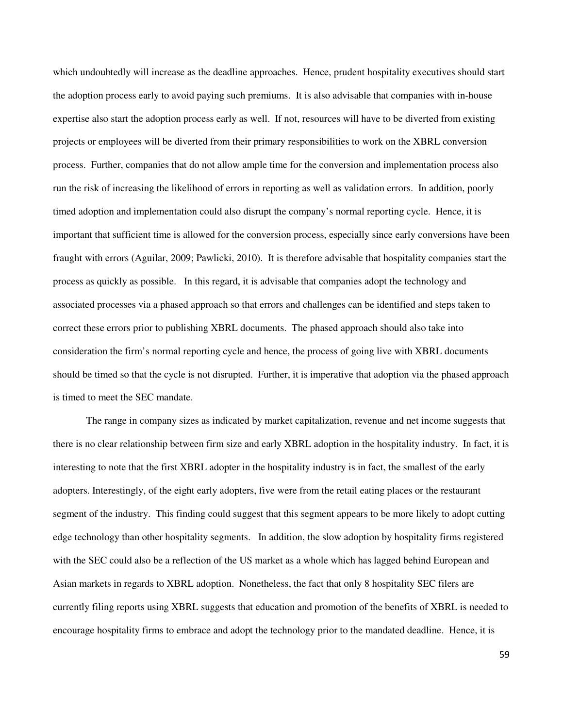which undoubtedly will increase as the deadline approaches. Hence, prudent hospitality executives should start the adoption process early to avoid paying such premiums. It is also advisable that companies with in-house expertise also start the adoption process early as well. If not, resources will have to be diverted from existing projects or employees will be diverted from their primary responsibilities to work on the XBRL conversion process. Further, companies that do not allow ample time for the conversion and implementation process also run the risk of increasing the likelihood of errors in reporting as well as validation errors. In addition, poorly timed adoption and implementation could also disrupt the company's normal reporting cycle. Hence, it is important that sufficient time is allowed for the conversion process, especially since early conversions have been fraught with errors (Aguilar, 2009; Pawlicki, 2010). It is therefore advisable that hospitality companies start the process as quickly as possible. In this regard, it is advisable that companies adopt the technology and associated processes via a phased approach so that errors and challenges can be identified and steps taken to correct these errors prior to publishing XBRL documents. The phased approach should also take into consideration the firm's normal reporting cycle and hence, the process of going live with XBRL documents should be timed so that the cycle is not disrupted. Further, it is imperative that adoption via the phased approach is timed to meet the SEC mandate.

The range in company sizes as indicated by market capitalization, revenue and net income suggests that there is no clear relationship between firm size and early XBRL adoption in the hospitality industry. In fact, it is interesting to note that the first XBRL adopter in the hospitality industry is in fact, the smallest of the early adopters. Interestingly, of the eight early adopters, five were from the retail eating places or the restaurant segment of the industry. This finding could suggest that this segment appears to be more likely to adopt cutting edge technology than other hospitality segments. In addition, the slow adoption by hospitality firms registered with the SEC could also be a reflection of the US market as a whole which has lagged behind European and Asian markets in regards to XBRL adoption. Nonetheless, the fact that only 8 hospitality SEC filers are currently filing reports using XBRL suggests that education and promotion of the benefits of XBRL is needed to encourage hospitality firms to embrace and adopt the technology prior to the mandated deadline. Hence, it is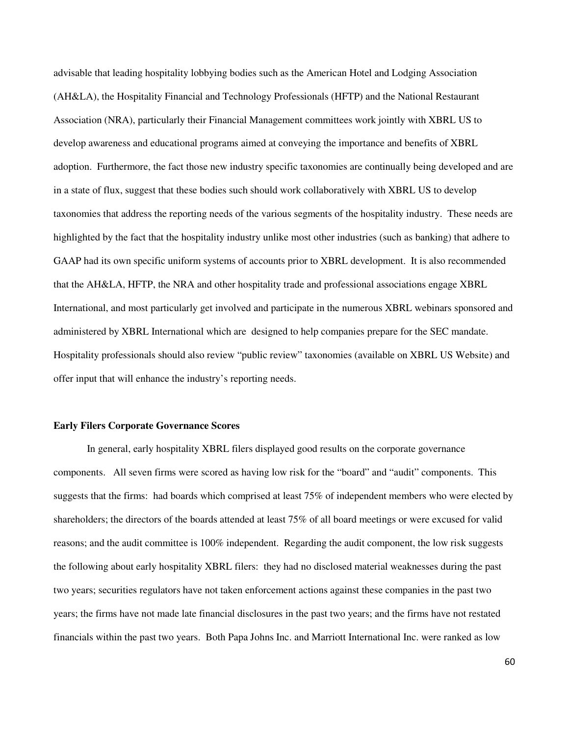advisable that leading hospitality lobbying bodies such as the American Hotel and Lodging Association (AH&LA), the Hospitality Financial and Technology Professionals (HFTP) and the National Restaurant Association (NRA), particularly their Financial Management committees work jointly with XBRL US to develop awareness and educational programs aimed at conveying the importance and benefits of XBRL adoption. Furthermore, the fact those new industry specific taxonomies are continually being developed and are in a state of flux, suggest that these bodies such should work collaboratively with XBRL US to develop taxonomies that address the reporting needs of the various segments of the hospitality industry. These needs are highlighted by the fact that the hospitality industry unlike most other industries (such as banking) that adhere to GAAP had its own specific uniform systems of accounts prior to XBRL development. It is also recommended that the AH&LA, HFTP, the NRA and other hospitality trade and professional associations engage XBRL International, and most particularly get involved and participate in the numerous XBRL webinars sponsored and administered by XBRL International which are designed to help companies prepare for the SEC mandate. Hospitality professionals should also review "public review" taxonomies (available on XBRL US Website) and offer input that will enhance the industry's reporting needs.

**Early Filers Corporate Governance Scores**

In general, early hospitality XBRL filers displayed good results on the corporate governance components. All seven firms were scored as having low risk for the "board" and "audit" components. This suggests that the firms: had boards which comprised at least 75% of independent members who were elected by shareholders; the directors of the boards attended at least 75% of all board meetings or were excused for valid reasons; and the audit committee is 100% independent. Regarding the audit component, the low risk suggests the following about early hospitality XBRL filers: they had no disclosed material weaknesses during the past two years; securities regulators have not taken enforcement actions against these companies in the past two years; the firms have not made late financial disclosures in the past two years; and the firms have not restated financials within the past two years. Both Papa Johns Inc. and Marriott International Inc. were ranked as low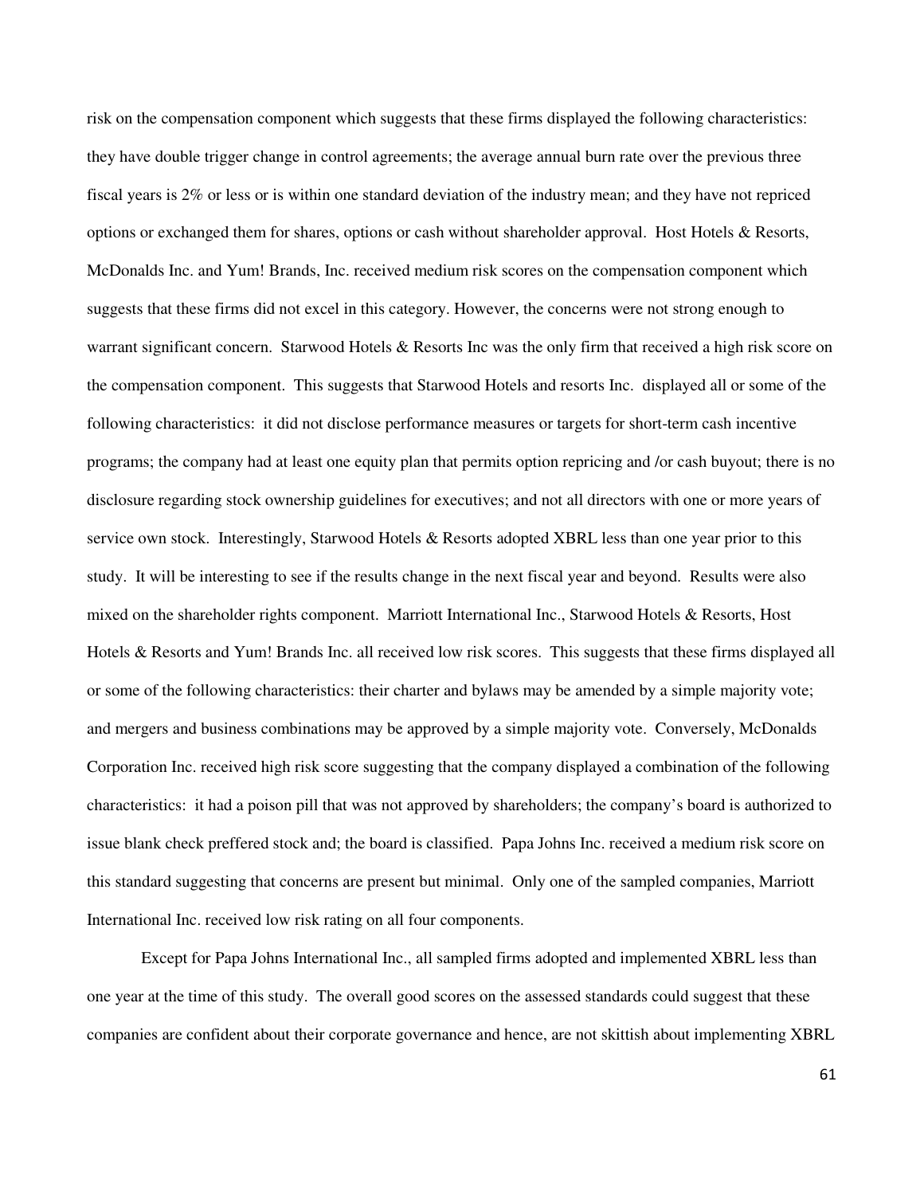risk on the compensation component which suggests that these firms displayed the following characteristics: they have double trigger change in control agreements; the average annual burn rate over the previous three fiscal years is 2% or less or is within one standard deviation of the industry mean; and they have not repriced options or exchanged them for shares, options or cash without shareholder approval. Host Hotels & Resorts, McDonalds Inc. and Yum! Brands, Inc. received medium risk scores on the compensation component which suggests that these firms did not excel in this category. However, the concerns were not strong enough to warrant significant concern. Starwood Hotels & Resorts Inc was the only firm that received a high risk score on the compensation component. This suggests that Starwood Hotels and resorts Inc. displayed all or some of the following characteristics: it did not disclose performance measures or targets for short-term cash incentive programs; the company had at least one equity plan that permits option repricing and /or cash buyout; there is no disclosure regarding stock ownership guidelines for executives; and not all directors with one or more years of service own stock. Interestingly, Starwood Hotels & Resorts adopted XBRL less than one year prior to this study. It will be interesting to see if the results change in the next fiscal year and beyond. Results were also mixed on the shareholder rights component. Marriott International Inc., Starwood Hotels & Resorts, Host Hotels & Resorts and Yum! Brands Inc. all received low risk scores. This suggests that these firms displayed all or some of the following characteristics: their charter and bylaws may be amended by a simple majority vote; and mergers and business combinations may be approved by a simple majority vote. Conversely, McDonalds Corporation Inc. received high risk score suggesting that the company displayed a combination of the following characteristics: it had a poison pill that was not approved by shareholders; the company's board is authorized to issue blank check preffered stock and; the board is classified. Papa Johns Inc. received a medium risk score on this standard suggesting that concerns are present but minimal. Only one of the sampled companies, Marriott International Inc. received low risk rating on all four components.

Except for Papa Johns International Inc., all sampled firms adopted and implemented XBRL less than one year at the time of this study. The overall good scores on the assessed standards could suggest that these companies are confident about their corporate governance and hence, are not skittish about implementing XBRL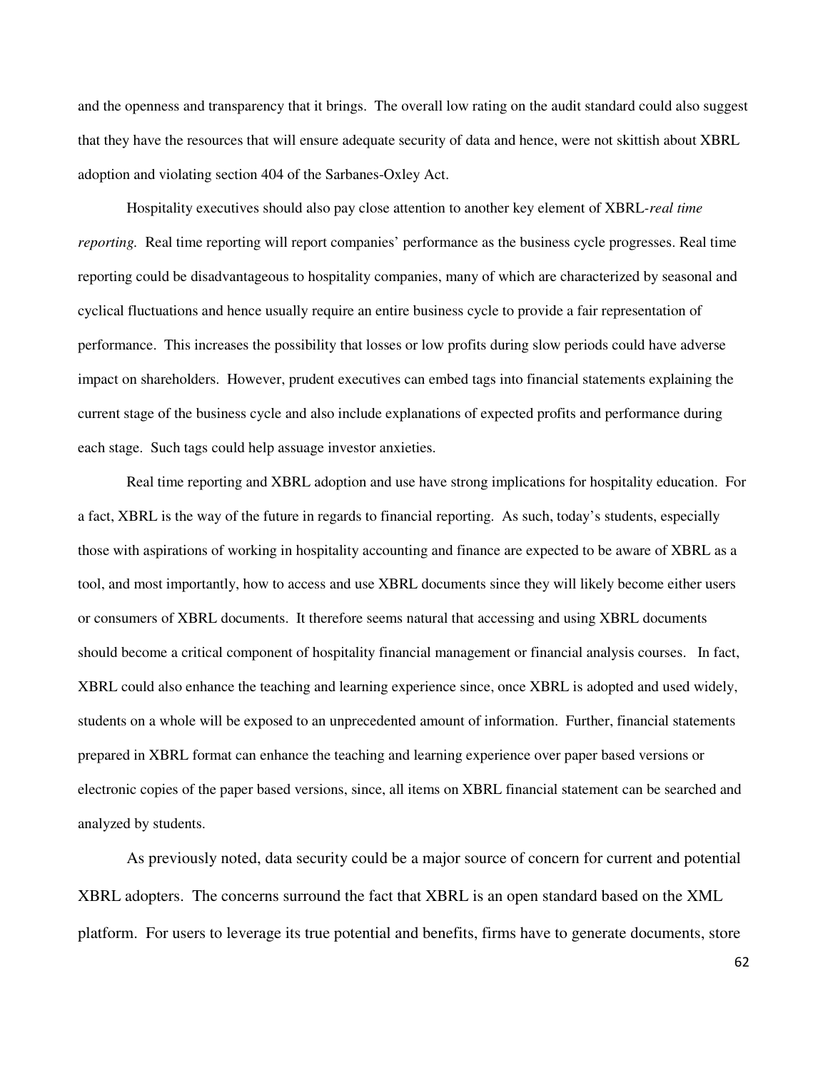and the openness and transparency that it brings. The overall low rating on the audit standard could also suggest that they have the resources that will ensure adequate security of data and hence, were not skittish about XBRL adoption and violating section 404 of the Sarbanes-Oxley Act.

Hospitality executives should also pay close attention to another key element of XBRL-*real time reporting.* Real time reporting will report companies' performance as the business cycle progresses. Real time reporting could be disadvantageous to hospitality companies, many of which are characterized by seasonal and cyclical fluctuations and hence usually require an entire business cycle to provide a fair representation of performance. This increases the possibility that losses or low profits during slow periods could have adverse impact on shareholders. However, prudent executives can embed tags into financial statements explaining the current stage of the business cycle and also include explanations of expected profits and performance during each stage. Such tags could help assuage investor anxieties.

Real time reporting and XBRL adoption and use have strong implications for hospitality education. For a fact, XBRL is the way of the future in regards to financial reporting. As such, today's students, especially those with aspirations of working in hospitality accounting and finance are expected to be aware of XBRL as a tool, and most importantly, how to access and use XBRL documents since they will likely become either users or consumers of XBRL documents. It therefore seems natural that accessing and using XBRL documents should become a critical component of hospitality financial management or financial analysis courses. In fact, XBRL could also enhance the teaching and learning experience since, once XBRL is adopted and used widely, students on a whole will be exposed to an unprecedented amount of information. Further, financial statements prepared in XBRL format can enhance the teaching and learning experience over paper based versions or electronic copies of the paper based versions, since, all items on XBRL financial statement can be searched and analyzed by students.

As previously noted, data security could be a major source of concern for current and potential XBRL adopters. The concerns surround the fact that XBRL is an open standard based on the XML platform. For users to leverage its true potential and benefits, firms have to generate documents, store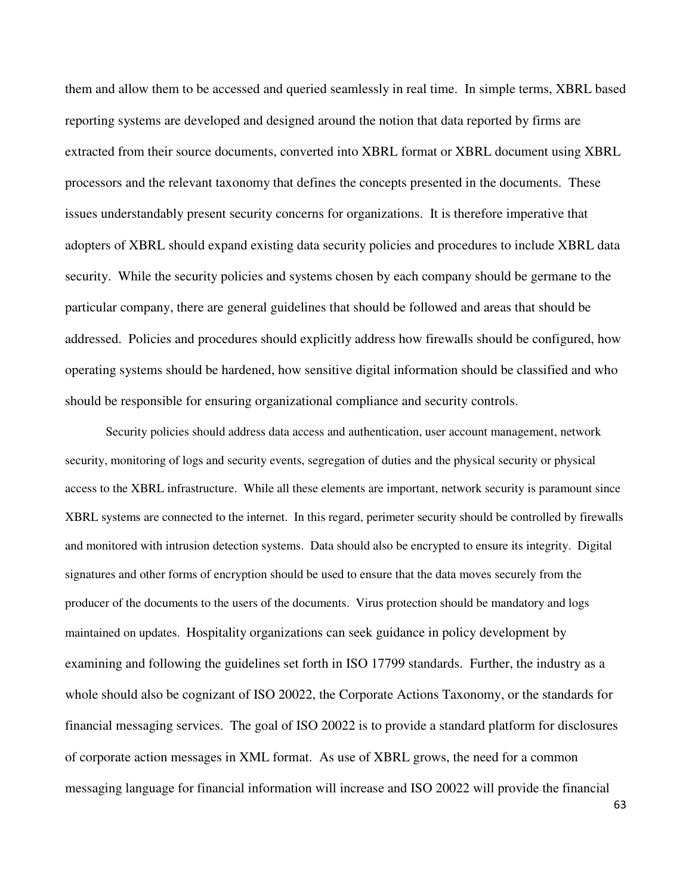them and allow them to be accessed and queried seamlessly in real time. In simple terms, XBRL based reporting systems are developed and designed around the notion that data reported by firms are extracted from their source documents, converted into XBRL format or XBRL document using XBRL processors and the relevant taxonomy that defines the concepts presented in the documents. These issues understandably present security concerns for organizations. It is therefore imperative that adopters of XBRL should expand existing data security policies and procedures to include XBRL data security. While the security policies and systems chosen by each company should be germane to the particular company, there are general guidelines that should be followed and areas that should be addressed. Policies and procedures should explicitly address how firewalls should be configured, how operating systems should be hardened, how sensitive digital information should be classified and who should be responsible for ensuring organizational compliance and security controls.

Security policies should address data access and authentication, user account management, network security, monitoring of logs and security events, segregation of duties and the physical security or physical access to the XBRL infrastructure. While all these elements are important, network security is paramount since XBRL systems are connected to the internet. In this regard, perimeter security should be controlled by firewalls and monitored with intrusion detection systems. Data should also be encrypted to ensure its integrity. Digital signatures and other forms of encryption should be used to ensure that the data moves securely from the producer of the documents to the users of the documents. Virus protection should be mandatory and logs maintained on updates. Hospitality organizations can seek guidance in policy development by examining and following the guidelines set forth in ISO 17799 standards. Further, the industry as a whole should also be cognizant of ISO 20022, the Corporate Actions Taxonomy, or the standards for financial messaging services. The goal of ISO 20022 is to provide a standard platform for disclosures of corporate action messages in XML format. As use of XBRL grows, the need for a common messaging language for financial information will increase and ISO 20022 will provide the financial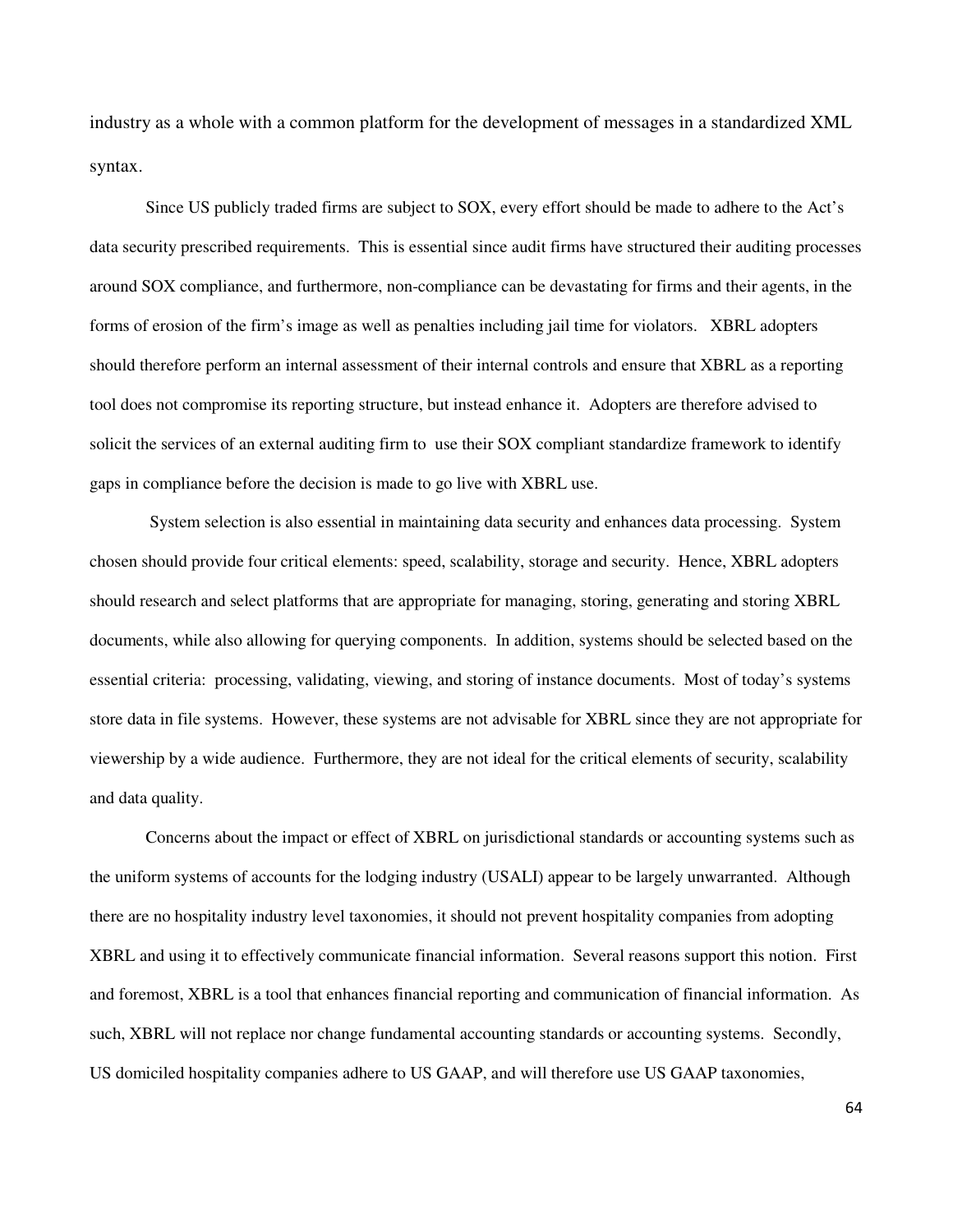industry as a whole with a common platform for the development of messages in a standardized XML syntax.

Since US publicly traded firms are subject to SOX, every effort should be made to adhere to the Act's data security prescribed requirements. This is essential since audit firms have structured their auditing processes around SOX compliance, and furthermore, non-compliance can be devastating for firms and their agents, in the forms of erosion of the firm's image as well as penalties including jail time for violators. XBRL adopters should therefore perform an internal assessment of their internal controls and ensure that XBRL as a reporting tool does not compromise its reporting structure, but instead enhance it. Adopters are therefore advised to solicit the services of an external auditing firm to use their SOX compliant standardize framework to identify gaps in compliance before the decision is made to go live with XBRL use.

System selection is also essential in maintaining data security and enhances data processing. System chosen should provide four critical elements: speed, scalability, storage and security. Hence, XBRL adopters should research and select platforms that are appropriate for managing, storing, generating and storing XBRL documents, while also allowing for querying components. In addition, systems should be selected based on the essential criteria: processing, validating, viewing, and storing of instance documents. Most of today's systems store data in file systems. However, these systems are not advisable for XBRL since they are not appropriate for viewership by a wide audience. Furthermore, they are not ideal for the critical elements of security, scalability and data quality.

Concerns about the impact or effect of XBRL on jurisdictional standards or accounting systems such as the uniform systems of accounts for the lodging industry (USALI) appear to be largely unwarranted. Although there are no hospitality industry level taxonomies, it should not prevent hospitality companies from adopting XBRL and using it to effectively communicate financial information. Several reasons support this notion. First and foremost, XBRL is a tool that enhances financial reporting and communication of financial information. As such, XBRL will not replace nor change fundamental accounting standards or accounting systems. Secondly, US domiciled hospitality companies adhere to US GAAP, and will therefore use US GAAP taxonomies,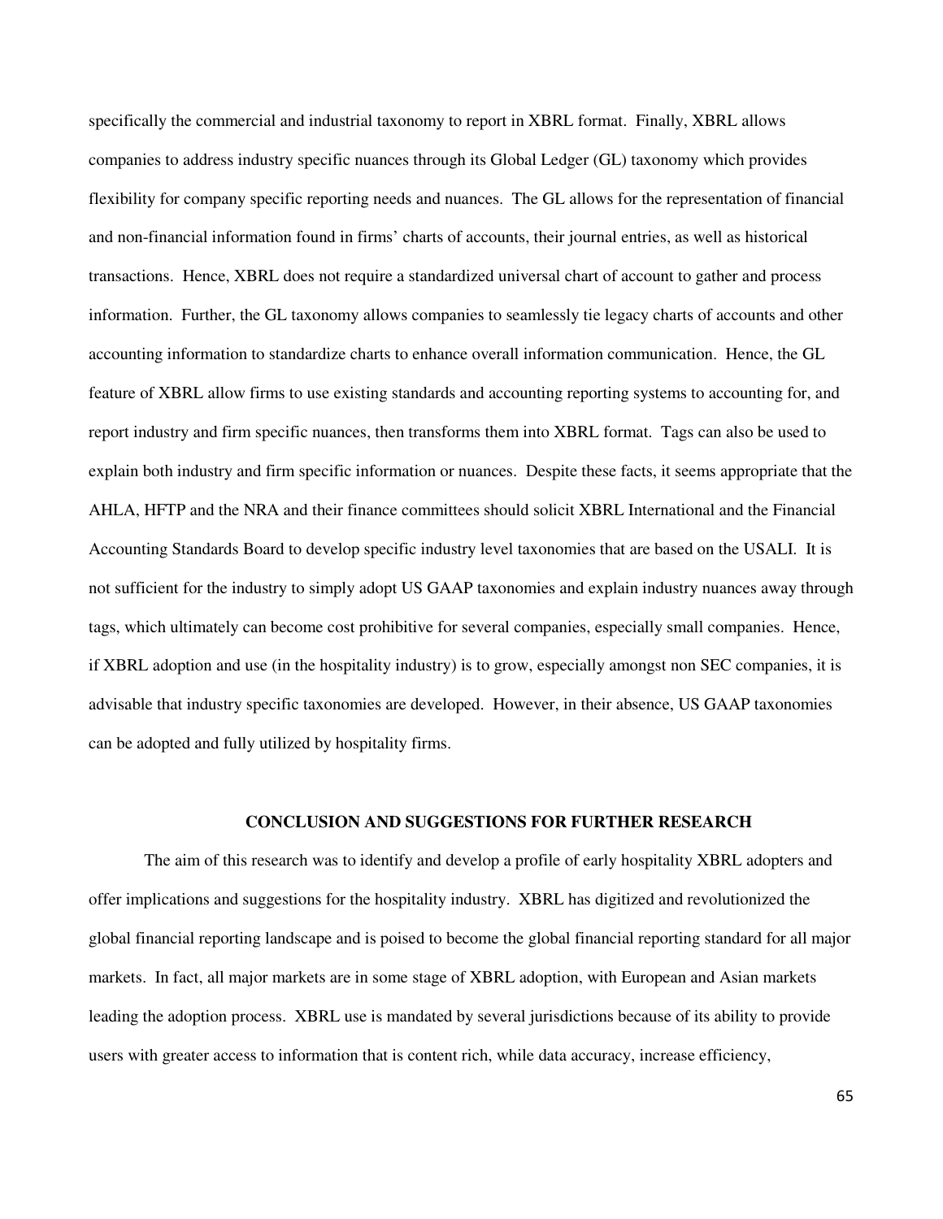specifically the commercial and industrial taxonomy to report in XBRL format. Finally, XBRL allows companies to address industry specific nuances through its Global Ledger (GL) taxonomy which provides flexibility for company specific reporting needs and nuances. The GL allows for the representation of financial and non-financial information found in firms' charts of accounts, their journal entries, as well as historical transactions. Hence, XBRL does not require a standardized universal chart of account to gather and process information. Further, the GL taxonomy allows companies to seamlessly tie legacy charts of accounts and other accounting information to standardize charts to enhance overall information communication. Hence, the GL feature of XBRL allow firms to use existing standards and accounting reporting systems to accounting for, and report industry and firm specific nuances, then transforms them into XBRL format. Tags can also be used to explain both industry and firm specific information or nuances. Despite these facts, it seems appropriate that the AHLA, HFTP and the NRA and their finance committees should solicit XBRL International and the Financial Accounting Standards Board to develop specific industry level taxonomies that are based on the USALI. It is not sufficient for the industry to simply adopt US GAAP taxonomies and explain industry nuances away through tags, which ultimately can become cost prohibitive for several companies, especially small companies. Hence, if XBRL adoption and use (in the hospitality industry) is to grow, especially amongst non SEC companies, it is advisable that industry specific taxonomies are developed. However, in their absence, US GAAP taxonomies can be adopted and fully utilized by hospitality firms.

## CONCLUSION AND SUGGESTIONS FOR FURTHER RESEARCH

The aim of this research was to identify and develop a profile of early hospitality XBRL adopters and offer implications and suggestions for the hospitality industry. XBRL has digitized and revolutionized the global financial reporting landscape and is poised to become the global financial reporting standard for all major markets. In fact, all major markets are in some stage of XBRL adoption, with European and Asian markets leading the adoption process. XBRL use is mandated by several jurisdictions because of its ability to provide users with greater access to information that is content rich, while data accuracy, increase efficiency,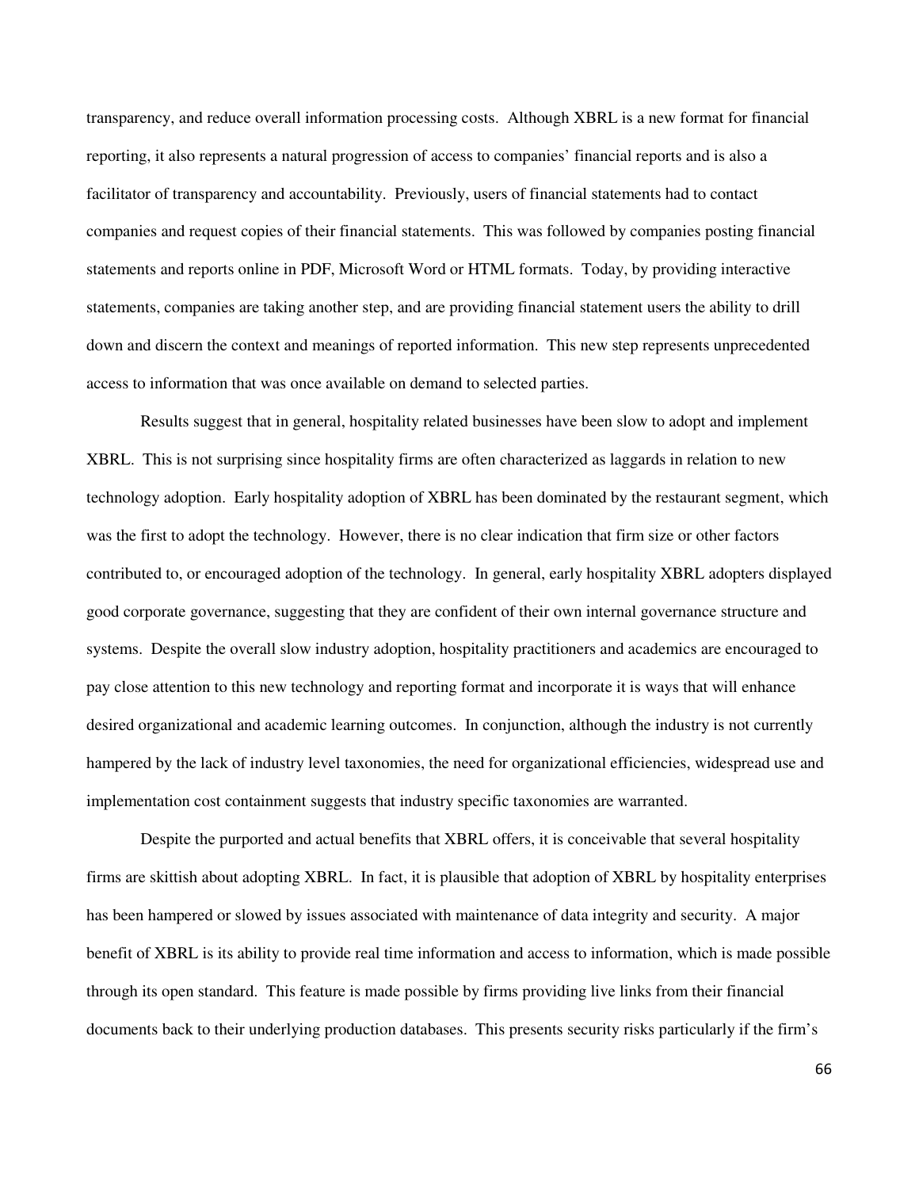transparency, and reduce overall information processing costs. Although XBRL is a new format for financial reporting, it also represents a natural progression of access to companies' financial reports and is also a facilitator of transparency and accountability. Previously, users of financial statements had to contact companies and request copies of their financial statements. This was followed by companies posting financial statements and reports online in PDF, Microsoft Word or HTML formats. Today, by providing interactive statements, companies are taking another step, and are providing financial statement users the ability to drill down and discern the context and meanings of reported information. This new step represents unprecedented access to information that was once available on demand to selected parties.

Results suggest that in general, hospitality related businesses have been slow to adopt and implement XBRL. This is not surprising since hospitality firms are often characterized as laggards in relation to new technology adoption. Early hospitality adoption of XBRL has been dominated by the restaurant segment, which was the first to adopt the technology. However, there is no clear indication that firm size or other factors contributed to, or encouraged adoption of the technology. In general, early hospitality XBRL adopters displayed good corporate governance, suggesting that they are confident of their own internal governance structure and systems. Despite the overall slow industry adoption, hospitality practitioners and academics are encouraged to pay close attention to this new technology and reporting format and incorporate it is ways that will enhance desired organizational and academic learning outcomes. In conjunction, although the industry is not currently hampered by the lack of industry level taxonomies, the need for organizational efficiencies, widespread use and implementation cost containment suggests that industry specific taxonomies are warranted.

Despite the purported and actual benefits that XBRL offers, it is conceivable that several hospitality firms are skittish about adopting XBRL. In fact, it is plausible that adoption of XBRL by hospitality enterprises has been hampered or slowed by issues associated with maintenance of data integrity and security. A major benefit of XBRL is its ability to provide real time information and access to information, which is made possible through its open standard. This feature is made possible by firms providing live links from their financial documents back to their underlying production databases. This presents security risks particularly if the firm's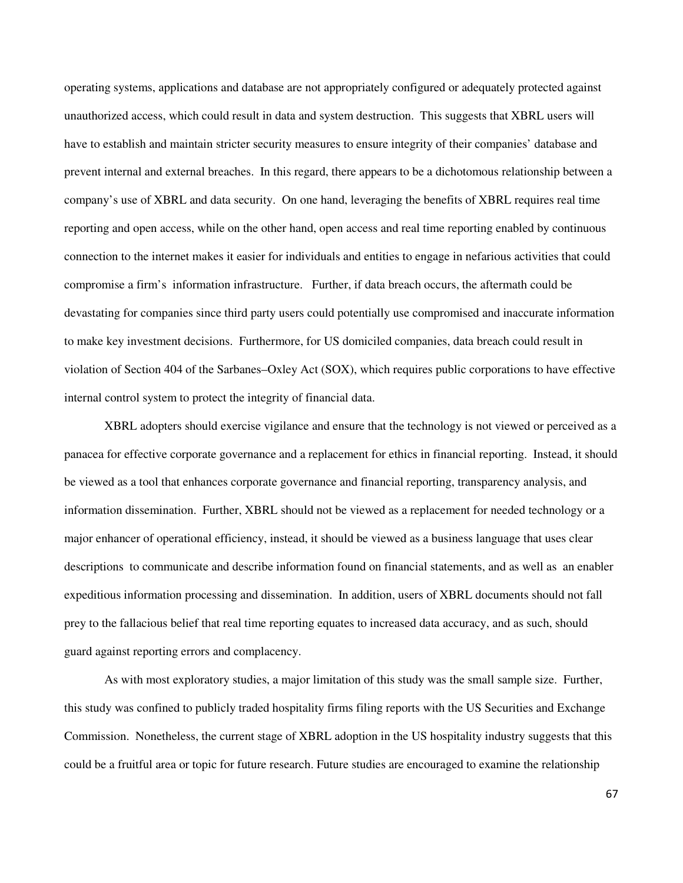operating systems, applications and database are not appropriately configured or adequately protected against unauthorized access, which could result in data and system destruction. This suggests that XBRL users will have to establish and maintain stricter security measures to ensure integrity of their companies' database and prevent internal and external breaches. In this regard, there appears to be a dichotomous relationship between a company's use of XBRL and data security. On one hand, leveraging the benefits of XBRL requires real time reporting and open access, while on the other hand, open access and real time reporting enabled by continuous connection to the internet makes it easier for individuals and entities to engage in nefarious activities that could compromise a firm's information infrastructure. Further, if data breach occurs, the aftermath could be devastating for companies since third party users could potentially use compromised and inaccurate information to make key investment decisions. Furthermore, for US domiciled companies, data breach could result in violation of Section 404 of the Sarbanes–Oxley Act (SOX), which requires public corporations to have effective internal control system to protect the integrity of financial data.

XBRL adopters should exercise vigilance and ensure that the technology is not viewed or perceived as a panacea for effective corporate governance and a replacement for ethics in financial reporting. Instead, it should be viewed as a tool that enhances corporate governance and financial reporting, transparency analysis, and information dissemination. Further, XBRL should not be viewed as a replacement for needed technology or a major enhancer of operational efficiency, instead, it should be viewed as a business language that uses clear descriptions to communicate and describe information found on financial statements, and as well as an enabler expeditious information processing and dissemination. In addition, users of XBRL documents should not fall prey to the fallacious belief that real time reporting equates to increased data accuracy, and as such, should guard against reporting errors and complacency.

As with most exploratory studies, a major limitation of this study was the small sample size. Further, this study was confined to publicly traded hospitality firms filing reports with the US Securities and Exchange Commission. Nonetheless, the current stage of XBRL adoption in the US hospitality industry suggests that this could be a fruitful area or topic for future research. Future studies are encouraged to examine the relationship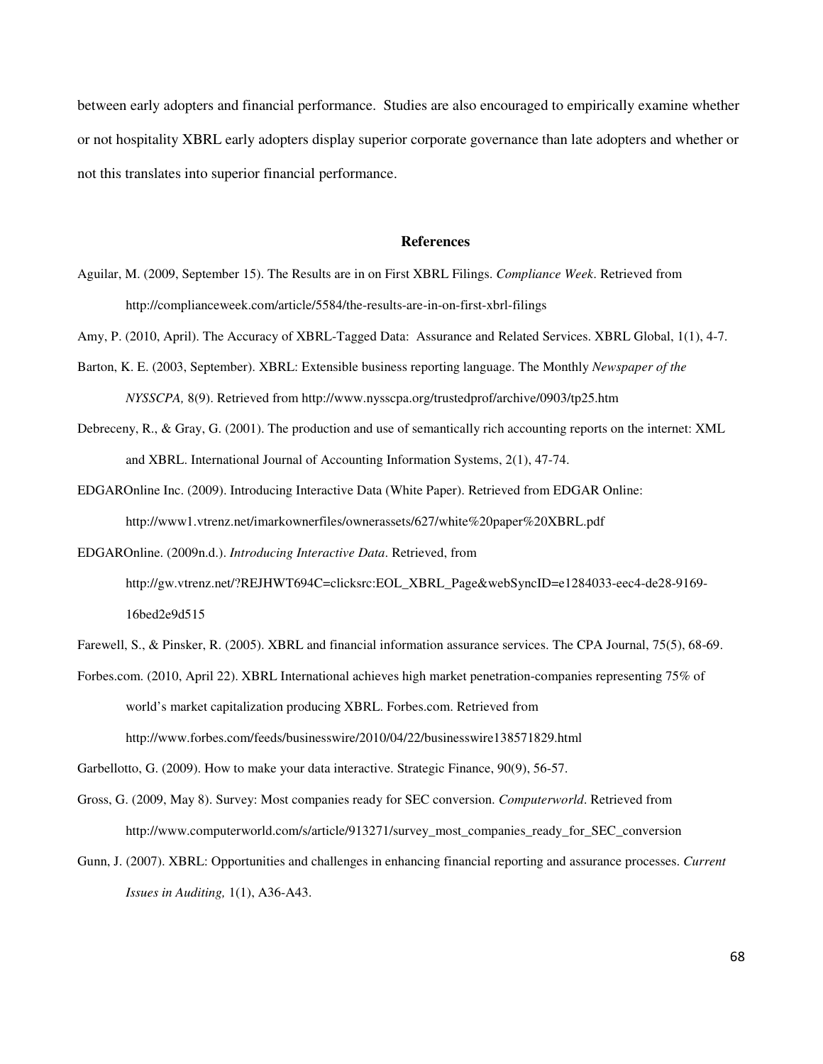between early adopters and financial performance. Studies are also encouraged to empirically examine whether or not hospitality XBRL early adopters display superior corporate governance than late adopters and whether or not this translates into superior financial performance.

## References

Aguilar, M. (2009, September 15). The Results are in on First XBRL Filings. *Compliance Week*. Retrieved from http://complianceweek.com/article/5584/the-results-are-in-on-first-xbrl-filings

Amy, P. (2010, April). The Accuracy of XBRL-Tagged Data: Assurance and Related Services. XBRL Global, 1(1), 4-7.

Barton, K. E. (2003, September). XBRL: Extensible business reporting language. The Monthly *Newspaper of the NYSSCPA,* 8(9). Retrieved from http://www.nysscpa.org/trustedprof/archive/0903/tp25.htm

Debreceny, R., & Gray, G. (2001). The production and use of semantically rich accounting reports on the internet: XML and XBRL. International Journal of Accounting Information Systems, 2(1), 47-74.

EDGAROnline Inc. (2009). Introducing Interactive Data (White Paper). Retrieved from EDGAR Online: http://www1.vtrenz.net/imarkownerfiles/ownerassets/627/white%20paper%20XBRL.pdf

EDGAROnline. (2009n.d.). *Introducing Interactive Data*. Retrieved, from http://gw.vtrenz.net/?REJHWT694C=clicksrc:EOL_XBRL_Page&webSyncID=e1284033-eec4-de28-9169-16bed2e9d515

Farewell, S., & Pinsker, R. (2005). XBRL and financial information assurance services. The CPA Journal, 75(5), 68-69.

Forbes.com. (2010, April 22). XBRL International achieves high market penetration-companies representing 75% of world's market capitalization producing XBRL. Forbes.com. Retrieved from http://www.forbes.com/feeds/businesswire/2010/04/22/businesswire138571829.html

Garbellotto, G. (2009). How to make your data interactive. Strategic Finance, 90(9), 56-57.

Gross, G. (2009, May 8). Survey: Most companies ready for SEC conversion. *Computerworld*. Retrieved from http://www.computerworld.com/s/article/913271/survey_most_companies_ready_for_SEC_conversion

Gunn, J. (2007). XBRL: Opportunities and challenges in enhancing financial reporting and assurance processes. *Current Issues in Auditing,* 1(1), A36-A43.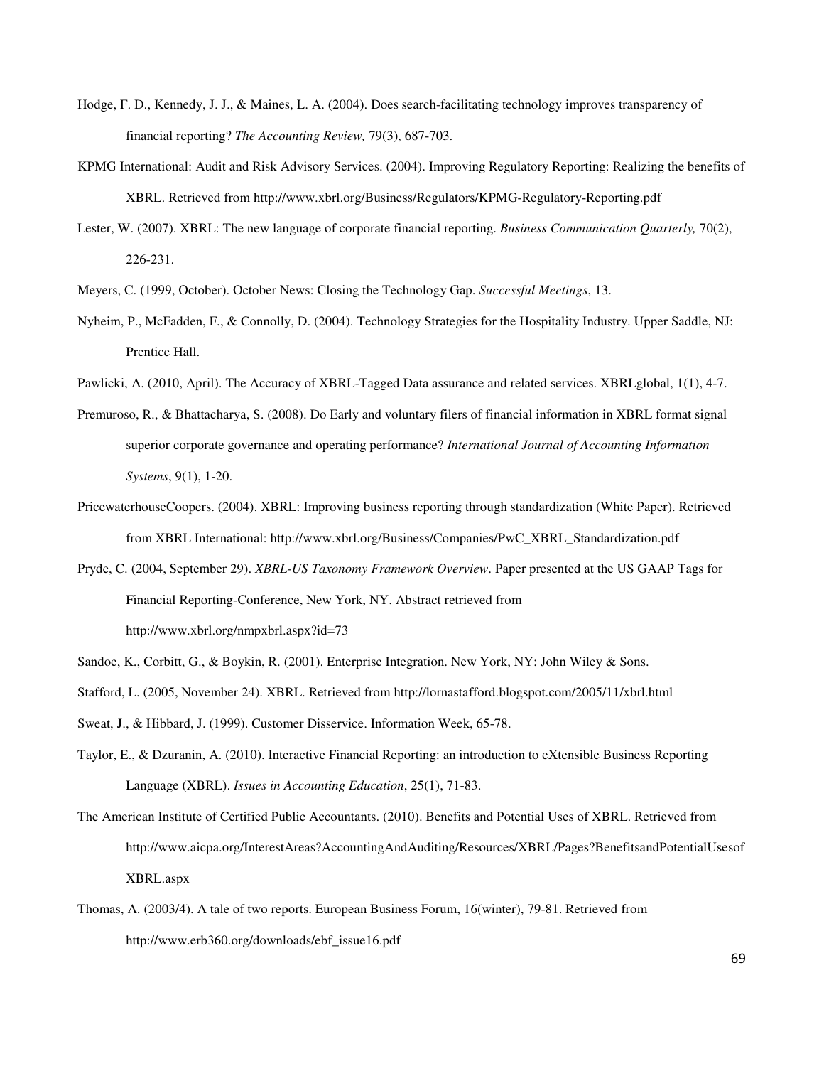Hodge, F. D., Kennedy, J. J., & Maines, L. A. (2004). Does search-facilitating technology improves transparency of financial reporting? *The Accounting Review,* 79(3), 687-703.

KPMG International: Audit and Risk Advisory Services. (2004). Improving Regulatory Reporting: Realizing the benefits of XBRL. Retrieved from http://www.xbrl.org/Business/Regulators/KPMG-Regulatory-Reporting.pdf

Lester, W. (2007). XBRL: The new language of corporate financial reporting. *Business Communication Quarterly,* 70(2), 226-231.

Meyers, C. (1999, October). October News: Closing the Technology Gap. *Successful Meetings*, 13.

Nyheim, P., McFadden, F., & Connolly, D. (2004). Technology Strategies for the Hospitality Industry. Upper Saddle, NJ: Prentice Hall.

Pawlicki, A. (2010, April). The Accuracy of XBRL-Tagged Data assurance and related services. XBRLglobal, 1(1), 4-7.

Premuroso, R., & Bhattacharya, S. (2008). Do Early and voluntary filers of financial information in XBRL format signal superior corporate governance and operating performance? *International Journal of Accounting Information Systems*, 9(1), 1-20.

PricewaterhouseCoopers. (2004). XBRL: Improving business reporting through standardization (White Paper). Retrieved from XBRL International: http://www.xbrl.org/Business/Companies/PwC_XBRL_Standardization.pdf

Pryde, C. (2004, September 29). *XBRL-US Taxonomy Framework Overview*. Paper presented at the US GAAP Tags for Financial Reporting-Conference, New York, NY. Abstract retrieved from http://www.xbrl.org/nmpxbrl.aspx?id=73

Sandoe, K., Corbitt, G., & Boykin, R. (2001). Enterprise Integration. New York, NY: John Wiley & Sons.

Stafford, L. (2005, November 24). XBRL. Retrieved from http://lornastafford.blogspot.com/2005/11/xbrl.html

Sweat, J., & Hibbard, J. (1999). Customer Disservice. Information Week, 65-78.

Taylor, E., & Dzuranin, A. (2010). Interactive Financial Reporting: an introduction to eXtensible Business Reporting Language (XBRL). *Issues in Accounting Education*, 25(1), 71-83.

The American Institute of Certified Public Accountants. (2010). Benefits and Potential Uses of XBRL. Retrieved from http://www.aicpa.org/InterestAreas?AccountingAndAuditing/Resources/XBRL/Pages?BenefitsandPotentialUsesofXBRL.aspx

Thomas, A. (2003/4). A tale of two reports. European Business Forum, 16(winter), 79-81. Retrieved from http://www.erb360.org/downloads/ebf_issue16.pdf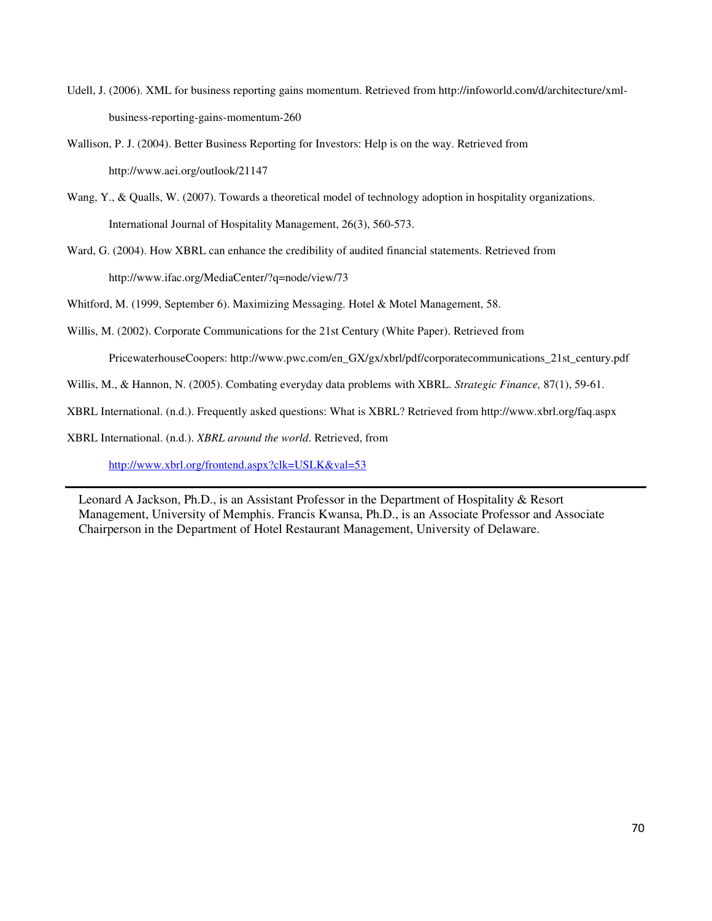Udell, J. (2006). XML for business reporting gains momentum. Retrieved from http://infoworld.com/d/architecture/xml-business-reporting-gains-momentum-260

Wallison, P. J. (2004). Better Business Reporting for Investors: Help is on the way. Retrieved from http://www.aei.org/outlook/21147

Wang, Y., & Qualls, W. (2007). Towards a theoretical model of technology adoption in hospitality organizations. International Journal of Hospitality Management, 26(3), 560-573.

Ward, G. (2004). How XBRL can enhance the credibility of audited financial statements. Retrieved from http://www.ifac.org/MediaCenter/?q=node/view/73

Whitford, M. (1999, September 6). Maximizing Messaging. Hotel & Motel Management, 58.

Willis, M. (2002). Corporate Communications for the 21st Century (White Paper). Retrieved from PricewaterhouseCoopers: http://www.pwc.com/en_GX/gx/xbrl/pdf/corporatecommunications_21st_century.pdf

Willis, M., & Hannon, N. (2005). Combating everyday data problems with XBRL. *Strategic Finance,* 87(1), 59-61.

XBRL International. (n.d.). Frequently asked questions: What is XBRL? Retrieved from http://www.xbrl.org/faq.aspx

XBRL International. (n.d.). *XBRL around the world*. Retrieved, from http://www.xbrl.org/frontend.aspx?clk=USLK&val=53

---

Leonard A Jackson, Ph.D., is an Assistant Professor in the Department of Hospitality & Resort Management, University of Memphis. Francis Kwansa, Ph.D., is an Associate Professor and Associate Chairperson in the Department of Hotel Restaurant Management, University of Delaware.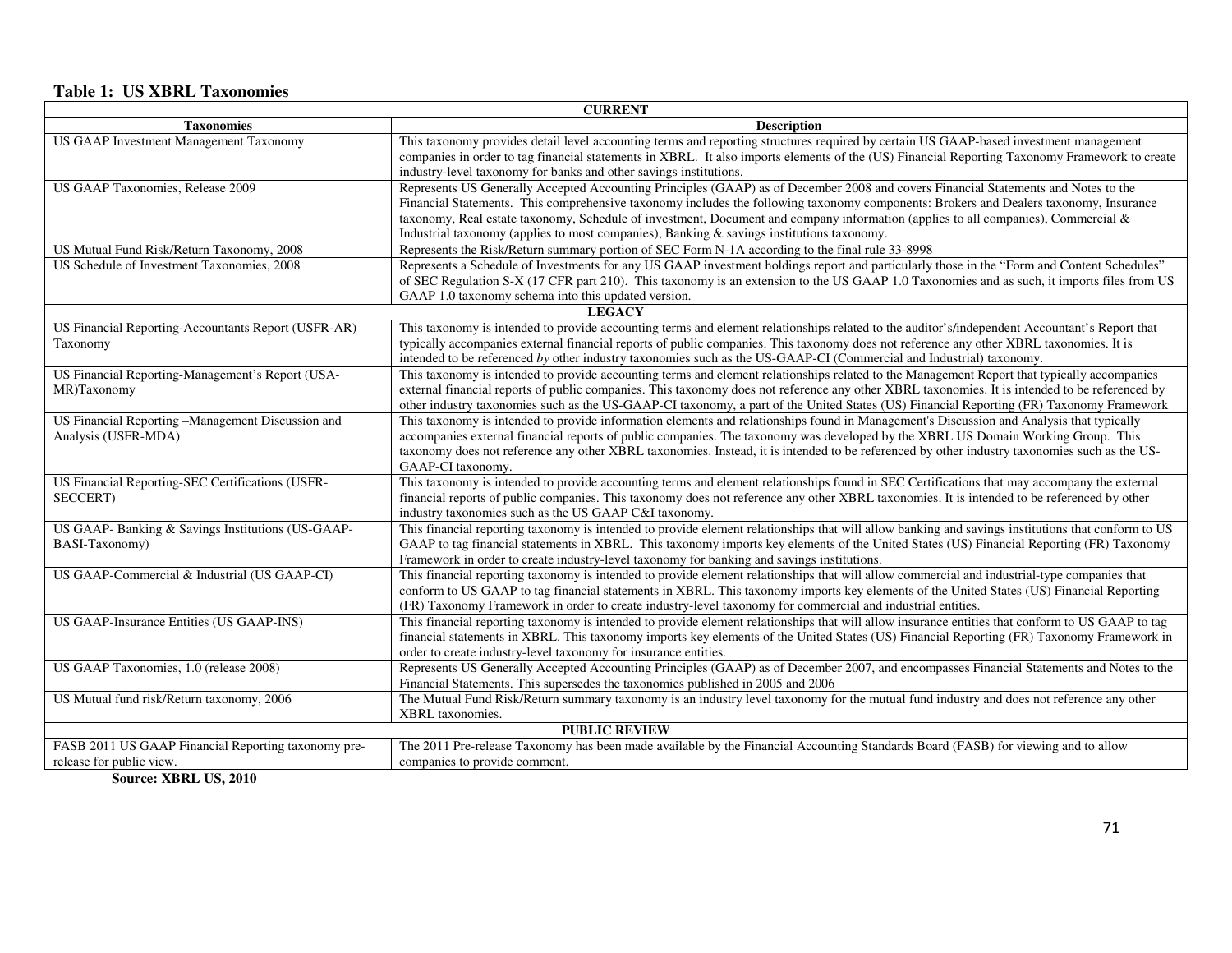**Table 1: US XBRL Taxonomies**

| Taxonomies | Description |
|---|---|
| **CURRENT** | |
| US GAAP Investment Management Taxonomy | This taxonomy provides detail level accounting terms and reporting structures required by certain US GAAP-based investment management companies in order to tag financial statements in XBRL. It also imports elements of the (US) Financial Reporting Taxonomy Framework to create industry-level taxonomy for banks and other savings institutions. |
| US GAAP Taxonomies, Release 2009 | Represents US Generally Accepted Accounting Principles (GAAP) as of December 2008 and covers Financial Statements and Notes to the Financial Statements. This comprehensive taxonomy includes the following taxonomy components: Brokers and Dealers taxonomy, Insurance taxonomy, Real estate taxonomy, Schedule of investment, Document and company information (applies to all companies), Commercial & Industrial taxonomy (applies to most companies), Banking & savings institutions taxonomy. |
| US Mutual Fund Risk/Return Taxonomy, 2008 | Represents the Risk/Return summary portion of SEC Form N-1A according to the final rule 33-8998 |
| US Schedule of Investment Taxonomies, 2008 | Represents a Schedule of Investments for any US GAAP investment holdings report and particularly those in the "Form and Content Schedules" of SEC Regulation S-X (17 CFR part 210). This taxonomy is an extension to the US GAAP 1.0 Taxonomies and as such, it imports files from US GAAP 1.0 taxonomy schema into this updated version. |
| **LEGACY** | |
| US Financial Reporting-Accountants Report (USFR-AR) Taxonomy | This taxonomy is intended to provide accounting terms and element relationships related to the auditor's/independent Accountant's Report that typically accompanies external financial reports of public companies. This taxonomy does not reference any other XBRL taxonomies. It is intended to be referenced *by* other industry taxonomies such as the US-GAAP-CI (Commercial and Industrial) taxonomy. |
| US Financial Reporting-Management's Report (USA-MR)Taxonomy | This taxonomy is intended to provide accounting terms and element relationships related to the Management Report that typically accompanies external financial reports of public companies. This taxonomy does not reference any other XBRL taxonomies. It is intended to be referenced by other industry taxonomies such as the US-GAAP-CI taxonomy, a part of the United States (US) Financial Reporting (FR) Taxonomy Framework |
| US Financial Reporting –Management Discussion and Analysis (USFR-MDA) | This taxonomy is intended to provide information elements and relationships found in Management's Discussion and Analysis that typically accompanies external financial reports of public companies. The taxonomy was developed by the XBRL US Domain Working Group. This taxonomy does not reference any other XBRL taxonomies. Instead, it is intended to be referenced by other industry taxonomies such as the US-GAAP-CI taxonomy. |
| US Financial Reporting-SEC Certifications (USFR-SECCERT) | This taxonomy is intended to provide accounting terms and element relationships found in SEC Certifications that may accompany the external financial reports of public companies. This taxonomy does not reference any other XBRL taxonomies. It is intended to be referenced by other industry taxonomies such as the US GAAP C&I taxonomy. |
| US GAAP- Banking & Savings Institutions (US-GAAP-BASI-Taxonomy) | This financial reporting taxonomy is intended to provide element relationships that will allow banking and savings institutions that conform to US GAAP to tag financial statements in XBRL. This taxonomy imports key elements of the United States (US) Financial Reporting (FR) Taxonomy Framework in order to create industry-level taxonomy for banking and savings institutions. |
| US GAAP-Commercial & Industrial (US GAAP-CI) | This financial reporting taxonomy is intended to provide element relationships that will allow commercial and industrial-type companies that conform to US GAAP to tag financial statements in XBRL. This taxonomy imports key elements of the United States (US) Financial Reporting (FR) Taxonomy Framework in order to create industry-level taxonomy for commercial and industrial entities. |
| US GAAP-Insurance Entities (US GAAP-INS) | This financial reporting taxonomy is intended to provide element relationships that will allow insurance entities that conform to US GAAP to tag financial statements in XBRL. This taxonomy imports key elements of the United States (US) Financial Reporting (FR) Taxonomy Framework in order to create industry-level taxonomy for insurance entities. |
| US GAAP Taxonomies, 1.0 (release 2008) | Represents US Generally Accepted Accounting Principles (GAAP) as of December 2007, and encompasses Financial Statements and Notes to the Financial Statements. This supersedes the taxonomies published in 2005 and 2006 |
| US Mutual fund risk/Return taxonomy, 2006 | The Mutual Fund Risk/Return summary taxonomy is an industry level taxonomy for the mutual fund industry and does not reference any other XBRL taxonomies. |
| **PUBLIC REVIEW** | |
| FASB 2011 US GAAP Financial Reporting taxonomy pre-release for public view. | The 2011 Pre-release Taxonomy has been made available by the Financial Accounting Standards Board (FASB) for viewing and to allow companies to provide comment. |

**Source: XBRL US, 2010**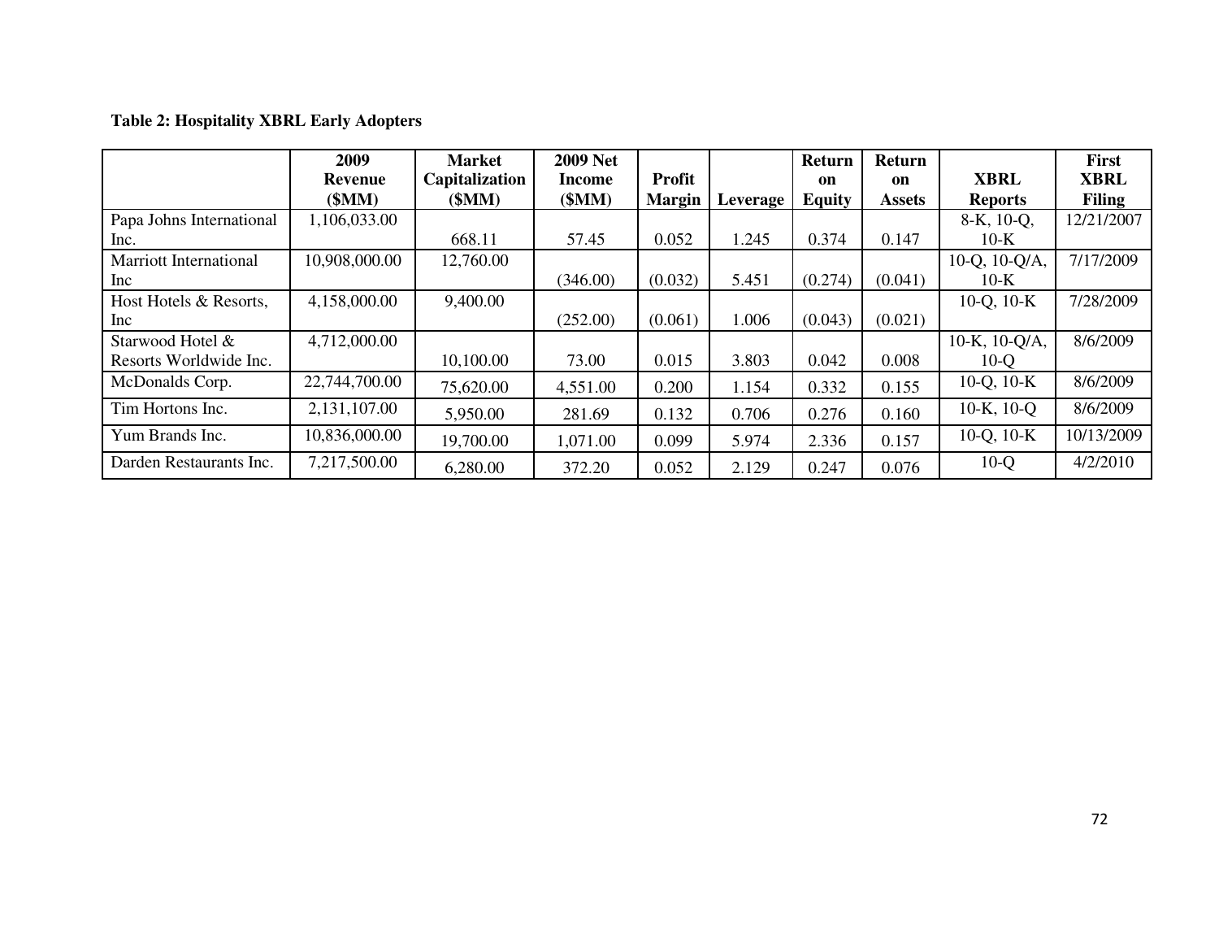**Table 2: Hospitality XBRL Early Adopters**

| | 2009 Revenue ($MM) | Market Capitalization ($MM) | 2009 Net Income ($MM) | Profit Margin | Leverage | Return on Equity | Return on Assets | XBRL Reports | First XBRL Filing |
|---|---|---|---|---|---|---|---|---|---|
| Papa Johns International Inc. | 1,106,033.00 | 668.11 | 57.45 | 0.052 | 1.245 | 0.374 | 0.147 | 8-K, 10-Q, 10-K | 12/21/2007 |
| Marriott International Inc | 10,908,000.00 | 12,760.00 | (346.00) | (0.032) | 5.451 | (0.274) | (0.041) | 10-Q, 10-Q/A, 10-K | 7/17/2009 |
| Host Hotels & Resorts, Inc | 4,158,000.00 | 9,400.00 | (252.00) | (0.061) | 1.006 | (0.043) | (0.021) | 10-Q, 10-K | 7/28/2009 |
| Starwood Hotel & Resorts Worldwide Inc. | 4,712,000.00 | 10,100.00 | 73.00 | 0.015 | 3.803 | 0.042 | 0.008 | 10-K, 10-Q/A, 10-Q | 8/6/2009 |
| McDonalds Corp. | 22,744,700.00 | 75,620.00 | 4,551.00 | 0.200 | 1.154 | 0.332 | 0.155 | 10-Q, 10-K | 8/6/2009 |
| Tim Hortons Inc. | 2,131,107.00 | 5,950.00 | 281.69 | 0.132 | 0.706 | 0.276 | 0.160 | 10-K, 10-Q | 8/6/2009 |
| Yum Brands Inc. | 10,836,000.00 | 19,700.00 | 1,071.00 | 0.099 | 5.974 | 2.336 | 0.157 | 10-Q, 10-K | 10/13/2009 |
| Darden Restaurants Inc. | 7,217,500.00 | 6,280.00 | 372.20 | 0.052 | 2.129 | 0.247 | 0.076 | 10-Q | 4/2/2010 |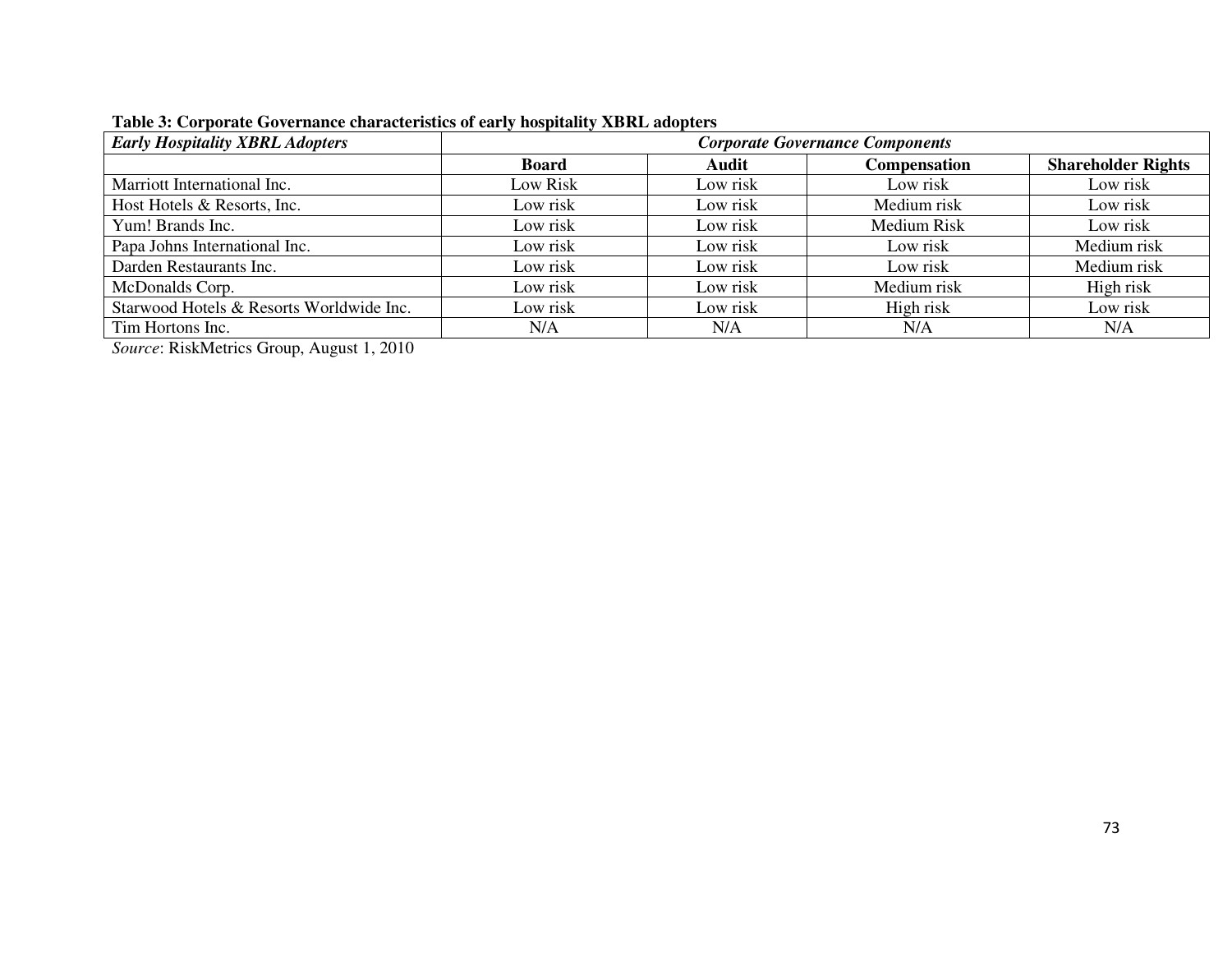**Table 3: Corporate Governance characteristics of early hospitality XBRL adopters**

| *Early Hospitality XBRL Adopters* | *Corporate Governance Components* | | | |
|---|---|---|---|---|
| | **Board** | **Audit** | **Compensation** | **Shareholder Rights** |
| Marriott International Inc. | Low Risk | Low risk | Low risk | Low risk |
| Host Hotels & Resorts, Inc. | Low risk | Low risk | Medium risk | Low risk |
| Yum! Brands Inc. | Low risk | Low risk | Medium Risk | Low risk |
| Papa Johns International Inc. | Low risk | Low risk | Low risk | Medium risk |
| Darden Restaurants Inc. | Low risk | Low risk | Low risk | Medium risk |
| McDonalds Corp. | Low risk | Low risk | Medium risk | High risk |
| Starwood Hotels & Resorts Worldwide Inc. | Low risk | Low risk | High risk | Low risk |
| Tim Hortons Inc. | N/A | N/A | N/A | N/A |

*Source*: RiskMetrics Group, August 1, 2010